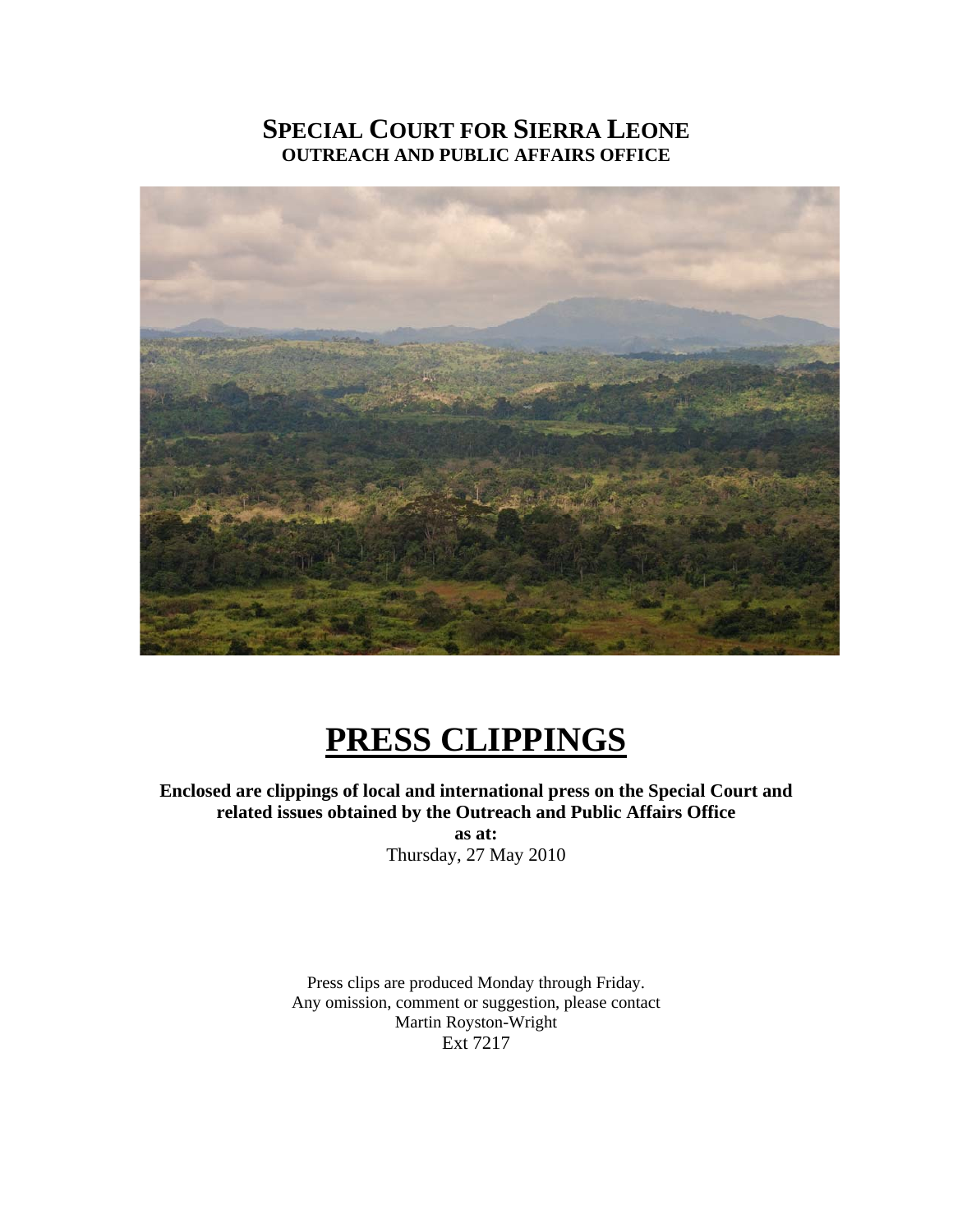# Special Court for Sierra Leone

**OUTREACH AND PUBLIC AFFAIRS OFFICE**

# PRESS CLIPPINGS

**Enclosed are clippings of local and international press on the Special Court and related issues obtained by the Outreach and Public Affairs Office**

**as at:**

Thursday, 27 May 2010

Press clips are produced Monday through Friday.
Any omission, comment or suggestion, please contact
Martin Royston-Wright
Ext 7217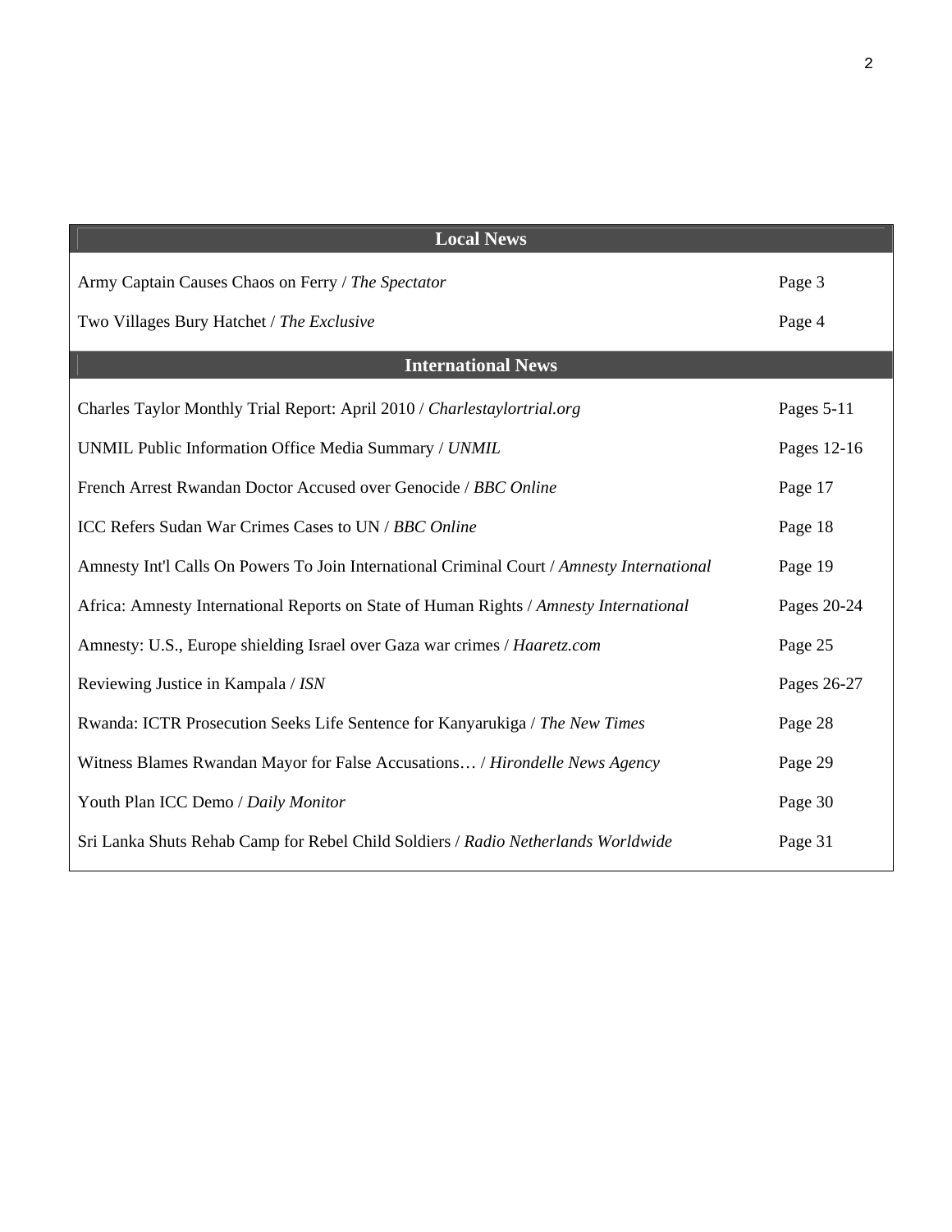| Local News | |
|---|---|
| Army Captain Causes Chaos on Ferry / *The Spectator* | Page 3 |
| Two Villages Bury Hatchet / *The Exclusive* | Page 4 |
| **International News** | |
| Charles Taylor Monthly Trial Report: April 2010 / *Charlestaylortrial.org* | Pages 5-11 |
| UNMIL Public Information Office Media Summary / *UNMIL* | Pages 12-16 |
| French Arrest Rwandan Doctor Accused over Genocide / *BBC Online* | Page 17 |
| ICC Refers Sudan War Crimes Cases to UN / *BBC Online* | Page 18 |
| Amnesty Int'l Calls On Powers To Join International Criminal Court / *Amnesty International* | Page 19 |
| Africa: Amnesty International Reports on State of Human Rights / *Amnesty International* | Pages 20-24 |
| Amnesty: U.S., Europe shielding Israel over Gaza war crimes / *Haaretz.com* | Page 25 |
| Reviewing Justice in Kampala / *ISN* | Pages 26-27 |
| Rwanda: ICTR Prosecution Seeks Life Sentence for Kanyarukiga / *The New Times* | Page 28 |
| Witness Blames Rwandan Mayor for False Accusations… / *Hirondelle News Agency* | Page 29 |
| Youth Plan ICC Demo / *Daily Monitor* | Page 30 |
| Sri Lanka Shuts Rehab Camp for Rebel Child Soldiers / *Radio Netherlands Worldwide* | Page 31 |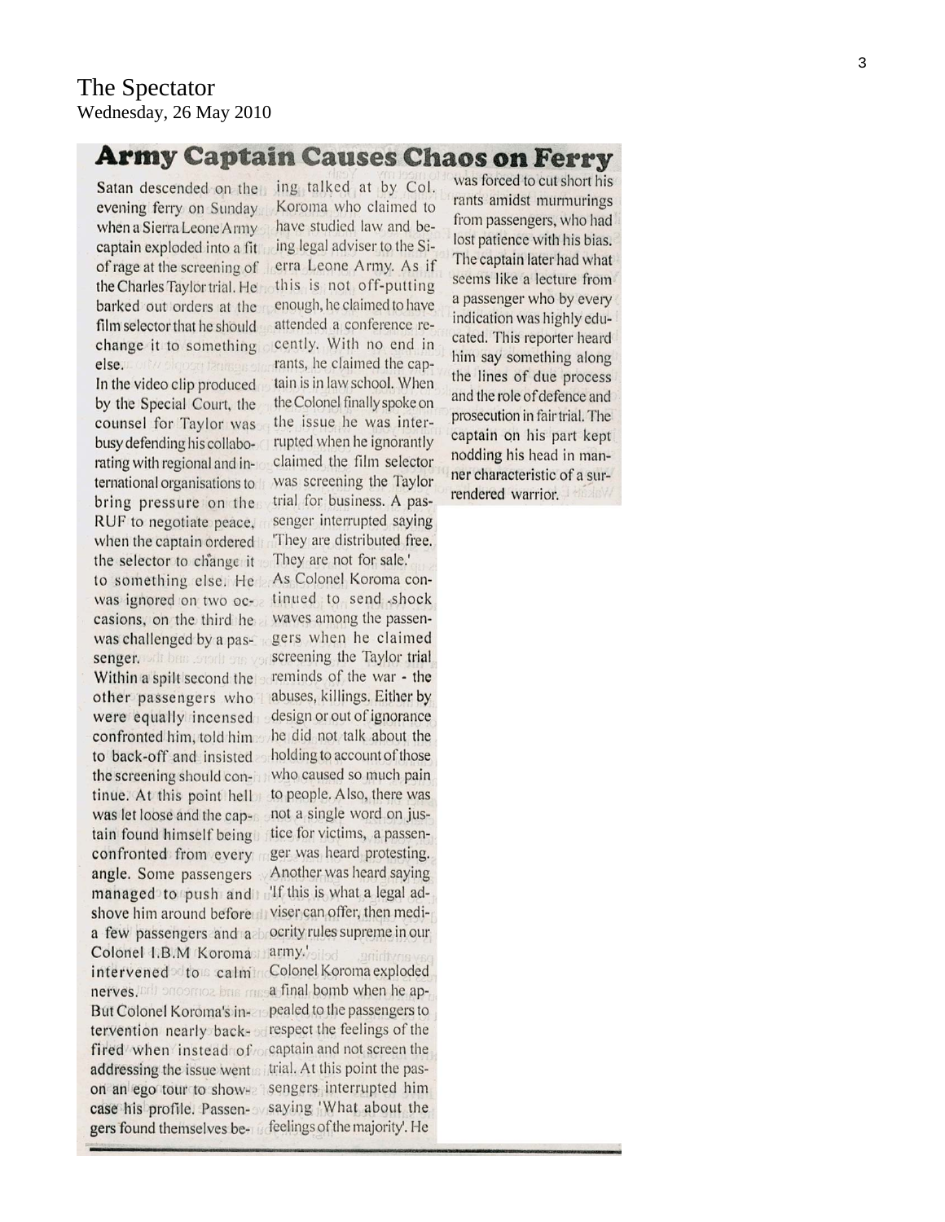The Spectator
Wednesday, 26 May 2010

# Army Captain Causes Chaos on Ferry

Satan descended on the evening ferry on Sunday when a Sierra Leone Army captain exploded into a fit of rage at the screening of the Charles Taylor trial. He barked out orders at the film selector that he should change it to something else.

In the video clip produced by the Special Court, the counsel for Taylor was busy defending his collaborating with regional and international organisations to bring pressure on the RUF to negotiate peace, when the captain ordered the selector to change it to something else. He was ignored on two occasions, on the third he was challenged by a passenger.

Within a spilt second the other passengers who were equally incensed confronted him, told him to back-off and insisted the screening should continue. At this point hell was let loose and the captain found himself being confronted from every angle. Some passengers managed to push and shove him around before a few passengers and a Colonel I.B.M Koroma intervened to calm nerves.

But Colonel Koroma's intervention nearly backfired when instead of addressing the issue went on an ego tour to showcase his profile. Passengers found themselves being talked at by Col. Koroma who claimed to have studied law and being legal adviser to the Sierra Leone Army. As if this is not off-putting enough, he claimed to have attended a conference recently. With no end in rants, he claimed the captain is in law school. When the Colonel finally spoke on the issue he was interrupted when he ignorantly claimed the film selector was screening the Taylor trial for business. A passenger interrupted saying 'They are distributed free. They are not for sale.'

As Colonel Koroma continued to send shock waves among the passengers when he claimed screening the Taylor trial reminds of the war - the abuses, killings. Either by design or out of ignorance he did not talk about the holding to account of those who caused so much pain to people. Also, there was not a single word on justice for victims, a passenger was heard protesting. Another was heard saying 'If this is what a legal adviser can offer, then mediocrity rules supreme in our army.'

Colonel Koroma exploded a final bomb when he appealed to the passengers to respect the feelings of the captain and not screen the trial. At this point the passengers interrupted him saying 'What about the feelings of the majority'. He was forced to cut short his rants amidst murmurings from passengers, who had lost patience with his bias.

The captain later had what seems like a lecture from a passenger who by every indication was highly educated. This reporter heard him say something along the lines of due process and the role of defence and prosecution in fair trial. The captain on his part kept nodding his head in manner characteristic of a surrendered warrior.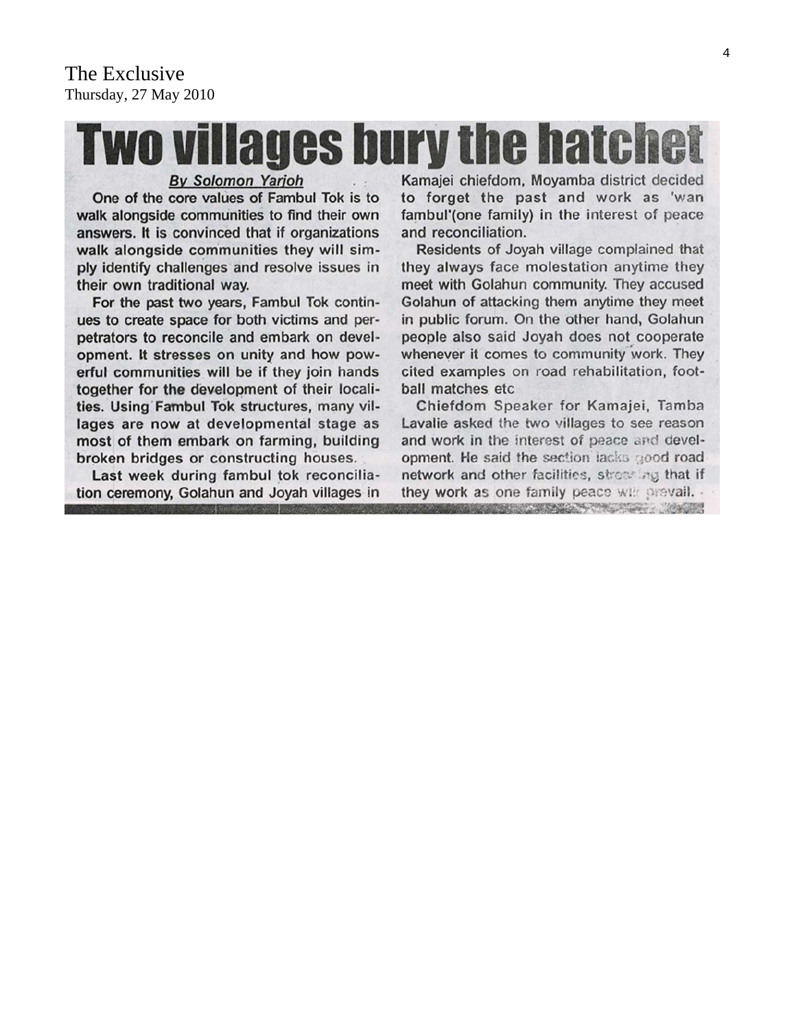The Exclusive
Thursday, 27 May 2010

# Two villages bury the hatchet

**By Solomon Yarjoh**

One of the core values of Fambul Tok is to walk alongside communities to find their own answers. It is convinced that if organizations walk alongside communities they will simply identify challenges and resolve issues in their own traditional way.

For the past two years, Fambul Tok continues to create space for both victims and perpetrators to reconcile and embark on development. It stresses on unity and how powerful communities will be if they join hands together for the development of their localities. Using Fambul Tok structures, many villages are now at developmental stage as most of them embark on farming, building broken bridges or constructing houses.

Last week during fambul tok reconciliation ceremony, Golahun and Joyah villages in Kamajei chiefdom, Moyamba district decided to forget the past and work as 'wan fambul'(one family) in the interest of peace and reconciliation.

Residents of Joyah village complained that they always face molestation anytime they meet with Golahun community. They accused Golahun of attacking them anytime they meet in public forum. On the other hand, Golahun people also said Joyah does not cooperate whenever it comes to community work. They cited examples on road rehabilitation, football matches etc

Chiefdom Speaker for Kamajei, Tamba Lavalie asked the two villages to see reason and work in the interest of peace and development. He said the section lacks good road network and other facilities, stressing that if they work as one family peace will prevail.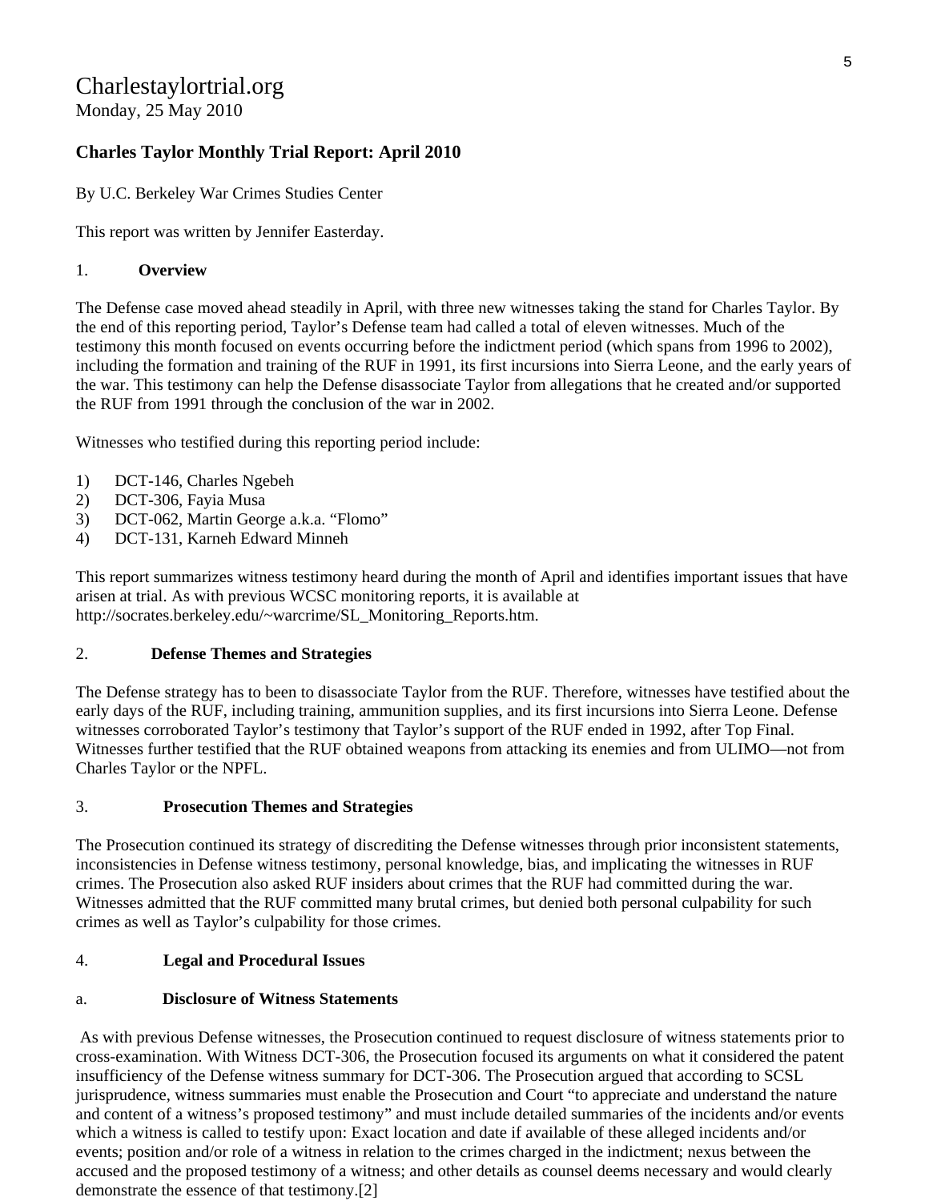Charlestaylortrial.org
Monday, 25 May 2010

### Charles Taylor Monthly Trial Report: April 2010

By U.C. Berkeley War Crimes Studies Center

This report was written by Jennifer Easterday.

1. **Overview**

The Defense case moved ahead steadily in April, with three new witnesses taking the stand for Charles Taylor. By the end of this reporting period, Taylor's Defense team had called a total of eleven witnesses. Much of the testimony this month focused on events occurring before the indictment period (which spans from 1996 to 2002), including the formation and training of the RUF in 1991, its first incursions into Sierra Leone, and the early years of the war. This testimony can help the Defense disassociate Taylor from allegations that he created and/or supported the RUF from 1991 through the conclusion of the war in 2002.

Witnesses who testified during this reporting period include:

1) DCT-146, Charles Ngebeh
2) DCT-306, Fayia Musa
3) DCT-062, Martin George a.k.a. "Flomo"
4) DCT-131, Karneh Edward Minneh

This report summarizes witness testimony heard during the month of April and identifies important issues that have arisen at trial. As with previous WCSC monitoring reports, it is available at http://socrates.berkeley.edu/~warcrime/SL_Monitoring_Reports.htm.

2. **Defense Themes and Strategies**

The Defense strategy has to been to disassociate Taylor from the RUF. Therefore, witnesses have testified about the early days of the RUF, including training, ammunition supplies, and its first incursions into Sierra Leone. Defense witnesses corroborated Taylor's testimony that Taylor's support of the RUF ended in 1992, after Top Final. Witnesses further testified that the RUF obtained weapons from attacking its enemies and from ULIMO—not from Charles Taylor or the NPFL.

3. **Prosecution Themes and Strategies**

The Prosecution continued its strategy of discrediting the Defense witnesses through prior inconsistent statements, inconsistencies in Defense witness testimony, personal knowledge, bias, and implicating the witnesses in RUF crimes. The Prosecution also asked RUF insiders about crimes that the RUF had committed during the war. Witnesses admitted that the RUF committed many brutal crimes, but denied both personal culpability for such crimes as well as Taylor's culpability for those crimes.

4. **Legal and Procedural Issues**

a. **Disclosure of Witness Statements**

As with previous Defense witnesses, the Prosecution continued to request disclosure of witness statements prior to cross-examination. With Witness DCT-306, the Prosecution focused its arguments on what it considered the patent insufficiency of the Defense witness summary for DCT-306. The Prosecution argued that according to SCSL jurisprudence, witness summaries must enable the Prosecution and Court "to appreciate and understand the nature and content of a witness's proposed testimony" and must include detailed summaries of the incidents and/or events which a witness is called to testify upon: Exact location and date if available of these alleged incidents and/or events; position and/or role of a witness in relation to the crimes charged in the indictment; nexus between the accused and the proposed testimony of a witness; and other details as counsel deems necessary and would clearly demonstrate the essence of that testimony.[2]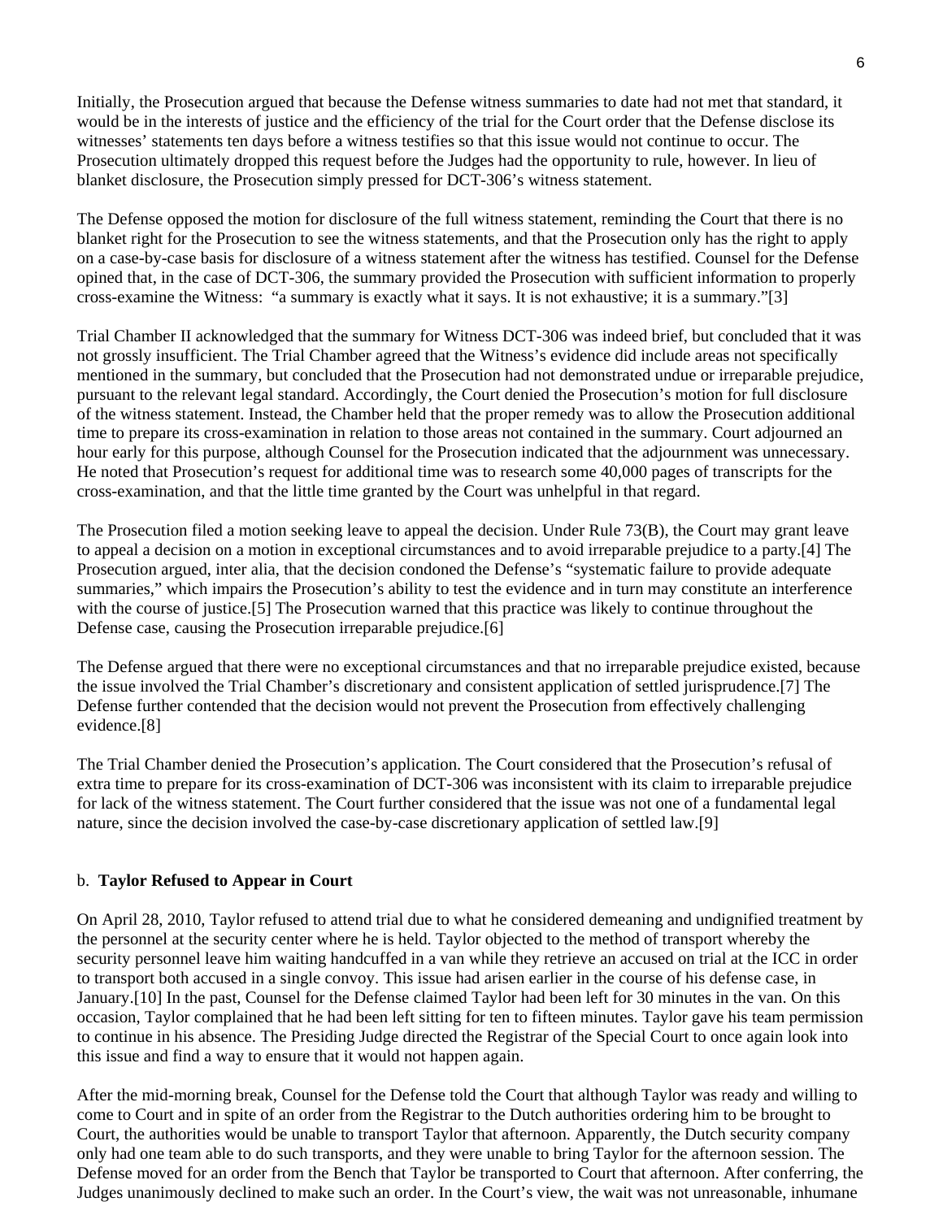Initially, the Prosecution argued that because the Defense witness summaries to date had not met that standard, it would be in the interests of justice and the efficiency of the trial for the Court order that the Defense disclose its witnesses' statements ten days before a witness testifies so that this issue would not continue to occur. The Prosecution ultimately dropped this request before the Judges had the opportunity to rule, however. In lieu of blanket disclosure, the Prosecution simply pressed for DCT-306's witness statement.

The Defense opposed the motion for disclosure of the full witness statement, reminding the Court that there is no blanket right for the Prosecution to see the witness statements, and that the Prosecution only has the right to apply on a case-by-case basis for disclosure of a witness statement after the witness has testified. Counsel for the Defense opined that, in the case of DCT-306, the summary provided the Prosecution with sufficient information to properly cross-examine the Witness: "a summary is exactly what it says. It is not exhaustive; it is a summary."[3]

Trial Chamber II acknowledged that the summary for Witness DCT-306 was indeed brief, but concluded that it was not grossly insufficient. The Trial Chamber agreed that the Witness's evidence did include areas not specifically mentioned in the summary, but concluded that the Prosecution had not demonstrated undue or irreparable prejudice, pursuant to the relevant legal standard. Accordingly, the Court denied the Prosecution's motion for full disclosure of the witness statement. Instead, the Chamber held that the proper remedy was to allow the Prosecution additional time to prepare its cross-examination in relation to those areas not contained in the summary. Court adjourned an hour early for this purpose, although Counsel for the Prosecution indicated that the adjournment was unnecessary. He noted that Prosecution's request for additional time was to research some 40,000 pages of transcripts for the cross-examination, and that the little time granted by the Court was unhelpful in that regard.

The Prosecution filed a motion seeking leave to appeal the decision. Under Rule 73(B), the Court may grant leave to appeal a decision on a motion in exceptional circumstances and to avoid irreparable prejudice to a party.[4] The Prosecution argued, inter alia, that the decision condoned the Defense's "systematic failure to provide adequate summaries," which impairs the Prosecution's ability to test the evidence and in turn may constitute an interference with the course of justice.[5] The Prosecution warned that this practice was likely to continue throughout the Defense case, causing the Prosecution irreparable prejudice.[6]

The Defense argued that there were no exceptional circumstances and that no irreparable prejudice existed, because the issue involved the Trial Chamber's discretionary and consistent application of settled jurisprudence.[7] The Defense further contended that the decision would not prevent the Prosecution from effectively challenging evidence.[8]

The Trial Chamber denied the Prosecution's application. The Court considered that the Prosecution's refusal of extra time to prepare for its cross-examination of DCT-306 was inconsistent with its claim to irreparable prejudice for lack of the witness statement. The Court further considered that the issue was not one of a fundamental legal nature, since the decision involved the case-by-case discretionary application of settled law.[9]

b. **Taylor Refused to Appear in Court**

On April 28, 2010, Taylor refused to attend trial due to what he considered demeaning and undignified treatment by the personnel at the security center where he is held. Taylor objected to the method of transport whereby the security personnel leave him waiting handcuffed in a van while they retrieve an accused on trial at the ICC in order to transport both accused in a single convoy. This issue had arisen earlier in the course of his defense case, in January.[10] In the past, Counsel for the Defense claimed Taylor had been left for 30 minutes in the van. On this occasion, Taylor complained that he had been left sitting for ten to fifteen minutes. Taylor gave his team permission to continue in his absence. The Presiding Judge directed the Registrar of the Special Court to once again look into this issue and find a way to ensure that it would not happen again.

After the mid-morning break, Counsel for the Defense told the Court that although Taylor was ready and willing to come to Court and in spite of an order from the Registrar to the Dutch authorities ordering him to be brought to Court, the authorities would be unable to transport Taylor that afternoon. Apparently, the Dutch security company only had one team able to do such transports, and they were unable to bring Taylor for the afternoon session. The Defense moved for an order from the Bench that Taylor be transported to Court that afternoon. After conferring, the Judges unanimously declined to make such an order. In the Court's view, the wait was not unreasonable, inhumane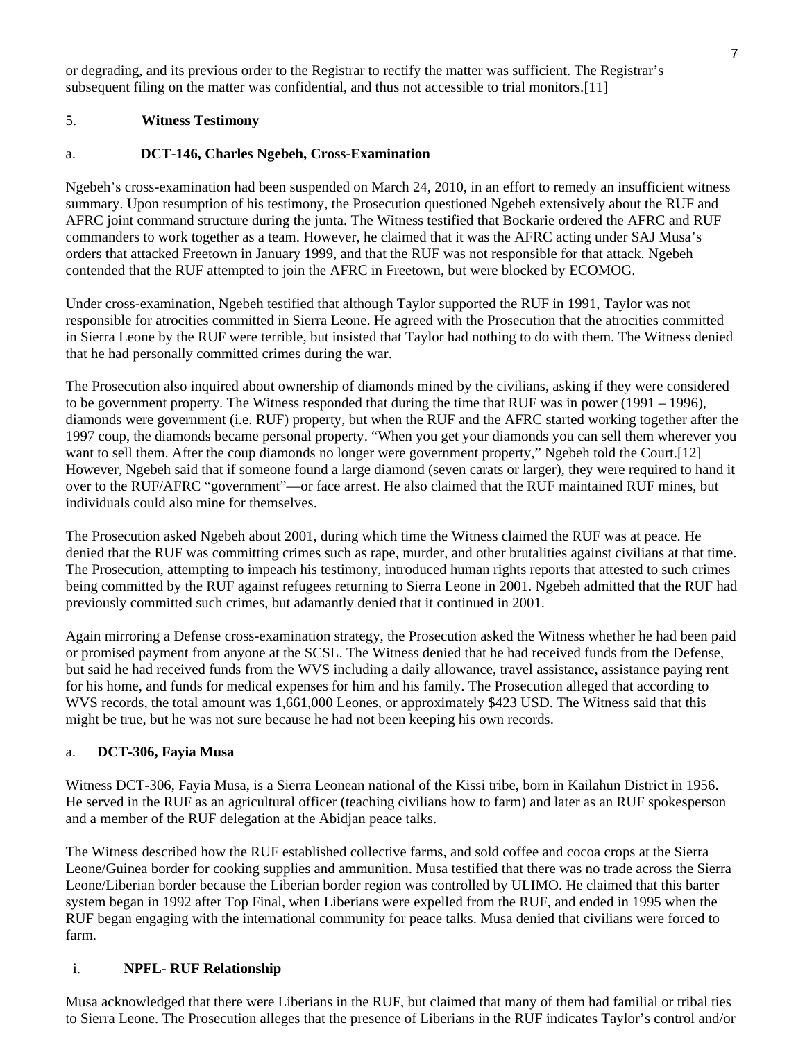or degrading, and its previous order to the Registrar to rectify the matter was sufficient. The Registrar's subsequent filing on the matter was confidential, and thus not accessible to trial monitors.[11]

## 5. Witness Testimony

### a. DCT-146, Charles Ngebeh, Cross-Examination

Ngebeh's cross-examination had been suspended on March 24, 2010, in an effort to remedy an insufficient witness summary. Upon resumption of his testimony, the Prosecution questioned Ngebeh extensively about the RUF and AFRC joint command structure during the junta. The Witness testified that Bockarie ordered the AFRC and RUF commanders to work together as a team. However, he claimed that it was the AFRC acting under SAJ Musa's orders that attacked Freetown in January 1999, and that the RUF was not responsible for that attack. Ngebeh contended that the RUF attempted to join the AFRC in Freetown, but were blocked by ECOMOG.

Under cross-examination, Ngebeh testified that although Taylor supported the RUF in 1991, Taylor was not responsible for atrocities committed in Sierra Leone. He agreed with the Prosecution that the atrocities committed in Sierra Leone by the RUF were terrible, but insisted that Taylor had nothing to do with them. The Witness denied that he had personally committed crimes during the war.

The Prosecution also inquired about ownership of diamonds mined by the civilians, asking if they were considered to be government property. The Witness responded that during the time that RUF was in power (1991 – 1996), diamonds were government (i.e. RUF) property, but when the RUF and the AFRC started working together after the 1997 coup, the diamonds became personal property. "When you get your diamonds you can sell them wherever you want to sell them. After the coup diamonds no longer were government property," Ngebeh told the Court.[12] However, Ngebeh said that if someone found a large diamond (seven carats or larger), they were required to hand it over to the RUF/AFRC "government"—or face arrest. He also claimed that the RUF maintained RUF mines, but individuals could also mine for themselves.

The Prosecution asked Ngebeh about 2001, during which time the Witness claimed the RUF was at peace. He denied that the RUF was committing crimes such as rape, murder, and other brutalities against civilians at that time. The Prosecution, attempting to impeach his testimony, introduced human rights reports that attested to such crimes being committed by the RUF against refugees returning to Sierra Leone in 2001. Ngebeh admitted that the RUF had previously committed such crimes, but adamantly denied that it continued in 2001.

Again mirroring a Defense cross-examination strategy, the Prosecution asked the Witness whether he had been paid or promised payment from anyone at the SCSL. The Witness denied that he had received funds from the Defense, but said he had received funds from the WVS including a daily allowance, travel assistance, assistance paying rent for his home, and funds for medical expenses for him and his family. The Prosecution alleged that according to WVS records, the total amount was 1,661,000 Leones, or approximately $423 USD. The Witness said that this might be true, but he was not sure because he had not been keeping his own records.

### a. DCT-306, Fayia Musa

Witness DCT-306, Fayia Musa, is a Sierra Leonean national of the Kissi tribe, born in Kailahun District in 1956. He served in the RUF as an agricultural officer (teaching civilians how to farm) and later as an RUF spokesperson and a member of the RUF delegation at the Abidjan peace talks.

The Witness described how the RUF established collective farms, and sold coffee and cocoa crops at the Sierra Leone/Guinea border for cooking supplies and ammunition. Musa testified that there was no trade across the Sierra Leone/Liberian border because the Liberian border region was controlled by ULIMO. He claimed that this barter system began in 1992 after Top Final, when Liberians were expelled from the RUF, and ended in 1995 when the RUF began engaging with the international community for peace talks. Musa denied that civilians were forced to farm.

#### i. NPFL- RUF Relationship

Musa acknowledged that there were Liberians in the RUF, but claimed that many of them had familial or tribal ties to Sierra Leone. The Prosecution alleges that the presence of Liberians in the RUF indicates Taylor's control and/or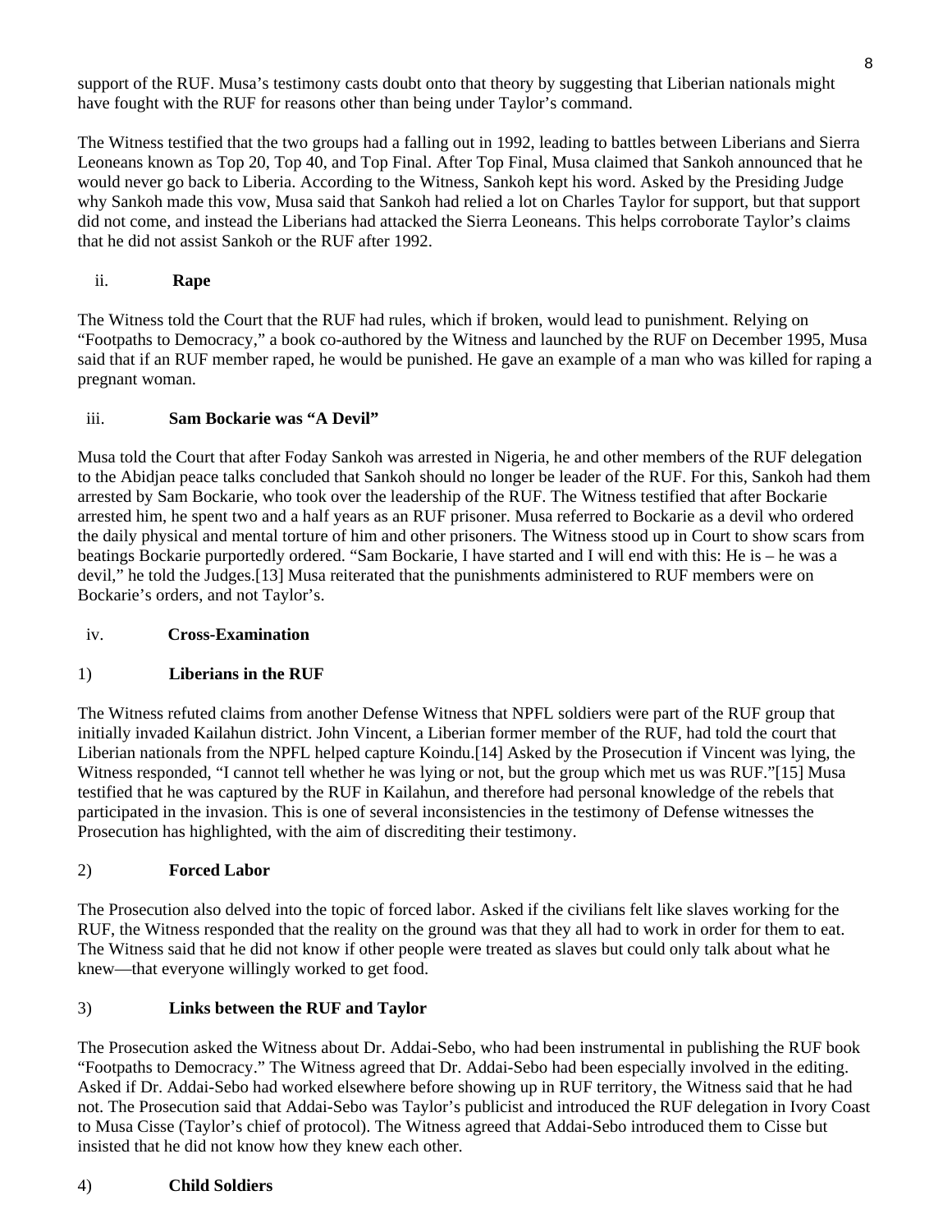support of the RUF. Musa's testimony casts doubt onto that theory by suggesting that Liberian nationals might have fought with the RUF for reasons other than being under Taylor's command.

The Witness testified that the two groups had a falling out in 1992, leading to battles between Liberians and Sierra Leoneans known as Top 20, Top 40, and Top Final. After Top Final, Musa claimed that Sankoh announced that he would never go back to Liberia. According to the Witness, Sankoh kept his word. Asked by the Presiding Judge why Sankoh made this vow, Musa said that Sankoh had relied a lot on Charles Taylor for support, but that support did not come, and instead the Liberians had attacked the Sierra Leoneans. This helps corroborate Taylor's claims that he did not assist Sankoh or the RUF after 1992.

### ii. Rape

The Witness told the Court that the RUF had rules, which if broken, would lead to punishment. Relying on "Footpaths to Democracy," a book co-authored by the Witness and launched by the RUF on December 1995, Musa said that if an RUF member raped, he would be punished. He gave an example of a man who was killed for raping a pregnant woman.

### iii. Sam Bockarie was "A Devil"

Musa told the Court that after Foday Sankoh was arrested in Nigeria, he and other members of the RUF delegation to the Abidjan peace talks concluded that Sankoh should no longer be leader of the RUF. For this, Sankoh had them arrested by Sam Bockarie, who took over the leadership of the RUF. The Witness testified that after Bockarie arrested him, he spent two and a half years as an RUF prisoner. Musa referred to Bockarie as a devil who ordered the daily physical and mental torture of him and other prisoners. The Witness stood up in Court to show scars from beatings Bockarie purportedly ordered. "Sam Bockarie, I have started and I will end with this: He is – he was a devil," he told the Judges.[13] Musa reiterated that the punishments administered to RUF members were on Bockarie's orders, and not Taylor's.

### iv. Cross-Examination

#### 1) Liberians in the RUF

The Witness refuted claims from another Defense Witness that NPFL soldiers were part of the RUF group that initially invaded Kailahun district. John Vincent, a Liberian former member of the RUF, had told the court that Liberian nationals from the NPFL helped capture Koindu.[14] Asked by the Prosecution if Vincent was lying, the Witness responded, "I cannot tell whether he was lying or not, but the group which met us was RUF."[15] Musa testified that he was captured by the RUF in Kailahun, and therefore had personal knowledge of the rebels that participated in the invasion. This is one of several inconsistencies in the testimony of Defense witnesses the Prosecution has highlighted, with the aim of discrediting their testimony.

#### 2) Forced Labor

The Prosecution also delved into the topic of forced labor. Asked if the civilians felt like slaves working for the RUF, the Witness responded that the reality on the ground was that they all had to work in order for them to eat. The Witness said that he did not know if other people were treated as slaves but could only talk about what he knew—that everyone willingly worked to get food.

#### 3) Links between the RUF and Taylor

The Prosecution asked the Witness about Dr. Addai-Sebo, who had been instrumental in publishing the RUF book "Footpaths to Democracy." The Witness agreed that Dr. Addai-Sebo had been especially involved in the editing. Asked if Dr. Addai-Sebo had worked elsewhere before showing up in RUF territory, the Witness said that he had not. The Prosecution said that Addai-Sebo was Taylor's publicist and introduced the RUF delegation in Ivory Coast to Musa Cisse (Taylor's chief of protocol). The Witness agreed that Addai-Sebo introduced them to Cisse but insisted that he did not know how they knew each other.

#### 4) Child Soldiers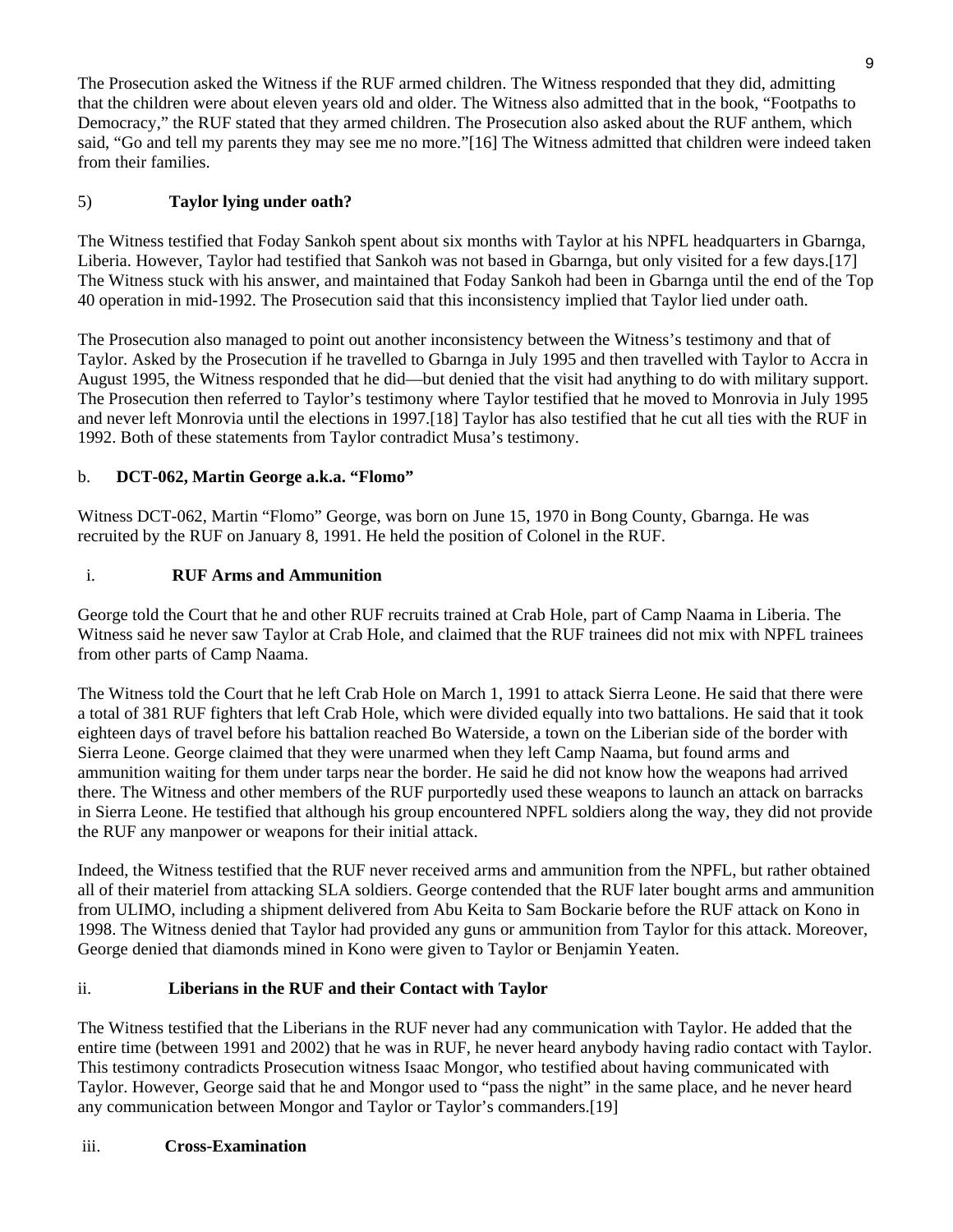The Prosecution asked the Witness if the RUF armed children. The Witness responded that they did, admitting that the children were about eleven years old and older. The Witness also admitted that in the book, "Footpaths to Democracy," the RUF stated that they armed children. The Prosecution also asked about the RUF anthem, which said, "Go and tell my parents they may see me no more."[16] The Witness admitted that children were indeed taken from their families.

5) **Taylor lying under oath?**

The Witness testified that Foday Sankoh spent about six months with Taylor at his NPFL headquarters in Gbarnga, Liberia. However, Taylor had testified that Sankoh was not based in Gbarnga, but only visited for a few days.[17] The Witness stuck with his answer, and maintained that Foday Sankoh had been in Gbarnga until the end of the Top 40 operation in mid-1992. The Prosecution said that this inconsistency implied that Taylor lied under oath.

The Prosecution also managed to point out another inconsistency between the Witness's testimony and that of Taylor. Asked by the Prosecution if he travelled to Gbarnga in July 1995 and then travelled with Taylor to Accra in August 1995, the Witness responded that he did—but denied that the visit had anything to do with military support. The Prosecution then referred to Taylor's testimony where Taylor testified that he moved to Monrovia in July 1995 and never left Monrovia until the elections in 1997.[18] Taylor has also testified that he cut all ties with the RUF in 1992. Both of these statements from Taylor contradict Musa's testimony.

b. **DCT-062, Martin George a.k.a. "Flomo"**

Witness DCT-062, Martin "Flomo" George, was born on June 15, 1970 in Bong County, Gbarnga. He was recruited by the RUF on January 8, 1991. He held the position of Colonel in the RUF.

i. **RUF Arms and Ammunition**

George told the Court that he and other RUF recruits trained at Crab Hole, part of Camp Naama in Liberia. The Witness said he never saw Taylor at Crab Hole, and claimed that the RUF trainees did not mix with NPFL trainees from other parts of Camp Naama.

The Witness told the Court that he left Crab Hole on March 1, 1991 to attack Sierra Leone. He said that there were a total of 381 RUF fighters that left Crab Hole, which were divided equally into two battalions. He said that it took eighteen days of travel before his battalion reached Bo Waterside, a town on the Liberian side of the border with Sierra Leone. George claimed that they were unarmed when they left Camp Naama, but found arms and ammunition waiting for them under tarps near the border. He said he did not know how the weapons had arrived there. The Witness and other members of the RUF purportedly used these weapons to launch an attack on barracks in Sierra Leone. He testified that although his group encountered NPFL soldiers along the way, they did not provide the RUF any manpower or weapons for their initial attack.

Indeed, the Witness testified that the RUF never received arms and ammunition from the NPFL, but rather obtained all of their materiel from attacking SLA soldiers. George contended that the RUF later bought arms and ammunition from ULIMO, including a shipment delivered from Abu Keita to Sam Bockarie before the RUF attack on Kono in 1998. The Witness denied that Taylor had provided any guns or ammunition from Taylor for this attack. Moreover, George denied that diamonds mined in Kono were given to Taylor or Benjamin Yeaten.

ii. **Liberians in the RUF and their Contact with Taylor**

The Witness testified that the Liberians in the RUF never had any communication with Taylor. He added that the entire time (between 1991 and 2002) that he was in RUF, he never heard anybody having radio contact with Taylor. This testimony contradicts Prosecution witness Isaac Mongor, who testified about having communicated with Taylor. However, George said that he and Mongor used to "pass the night" in the same place, and he never heard any communication between Mongor and Taylor or Taylor's commanders.[19]

iii. **Cross-Examination**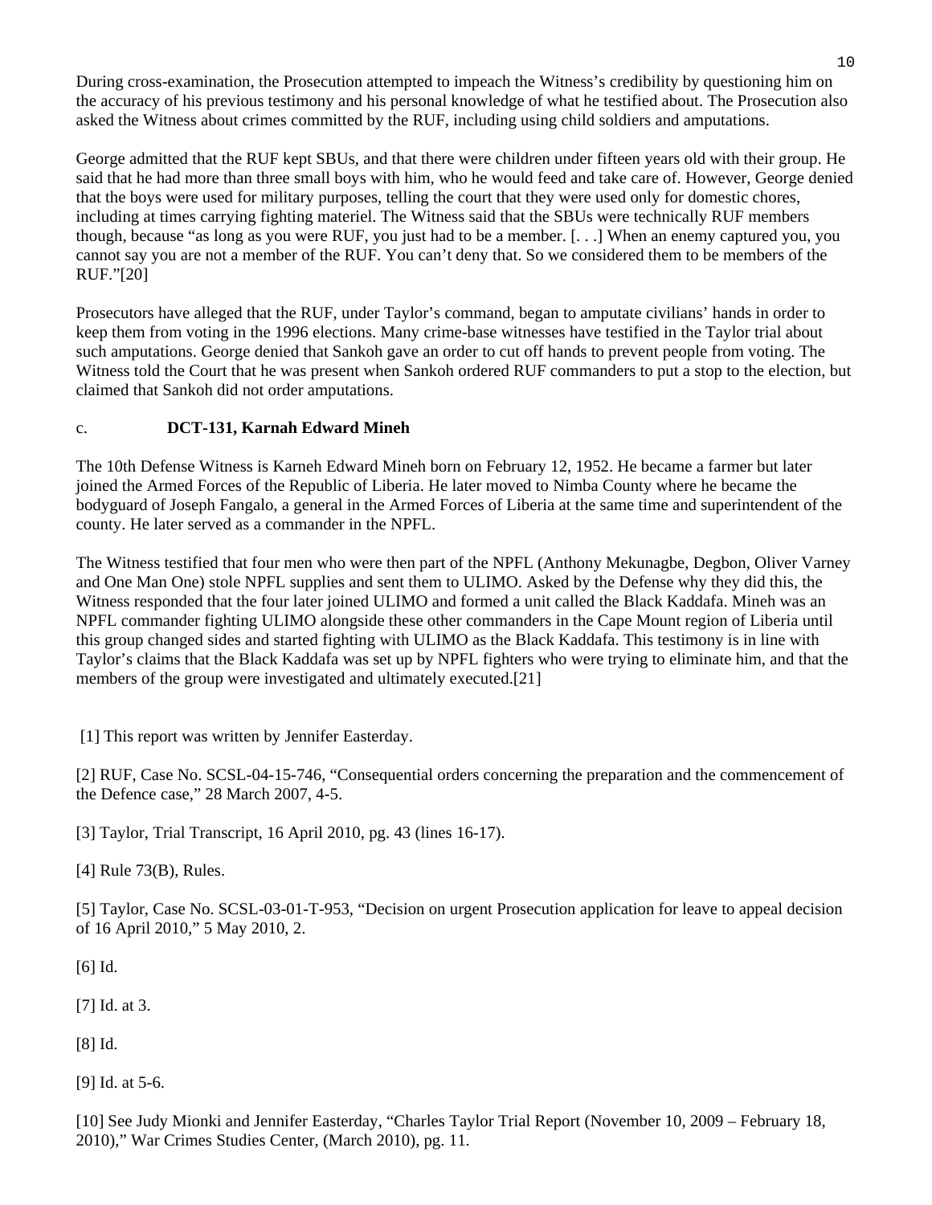During cross-examination, the Prosecution attempted to impeach the Witness's credibility by questioning him on the accuracy of his previous testimony and his personal knowledge of what he testified about. The Prosecution also asked the Witness about crimes committed by the RUF, including using child soldiers and amputations.

George admitted that the RUF kept SBUs, and that there were children under fifteen years old with their group. He said that he had more than three small boys with him, who he would feed and take care of. However, George denied that the boys were used for military purposes, telling the court that they were used only for domestic chores, including at times carrying fighting materiel. The Witness said that the SBUs were technically RUF members though, because "as long as you were RUF, you just had to be a member. [. . .] When an enemy captured you, you cannot say you are not a member of the RUF. You can't deny that. So we considered them to be members of the RUF."[20]

Prosecutors have alleged that the RUF, under Taylor's command, began to amputate civilians' hands in order to keep them from voting in the 1996 elections. Many crime-base witnesses have testified in the Taylor trial about such amputations. George denied that Sankoh gave an order to cut off hands to prevent people from voting. The Witness told the Court that he was present when Sankoh ordered RUF commanders to put a stop to the election, but claimed that Sankoh did not order amputations.

c. **DCT-131, Karnah Edward Mineh**

The 10th Defense Witness is Karneh Edward Mineh born on February 12, 1952. He became a farmer but later joined the Armed Forces of the Republic of Liberia. He later moved to Nimba County where he became the bodyguard of Joseph Fangalo, a general in the Armed Forces of Liberia at the same time and superintendent of the county. He later served as a commander in the NPFL.

The Witness testified that four men who were then part of the NPFL (Anthony Mekunagbe, Degbon, Oliver Varney and One Man One) stole NPFL supplies and sent them to ULIMO. Asked by the Defense why they did this, the Witness responded that the four later joined ULIMO and formed a unit called the Black Kaddafa. Mineh was an NPFL commander fighting ULIMO alongside these other commanders in the Cape Mount region of Liberia until this group changed sides and started fighting with ULIMO as the Black Kaddafa. This testimony is in line with Taylor's claims that the Black Kaddafa was set up by NPFL fighters who were trying to eliminate him, and that the members of the group were investigated and ultimately executed.[21]

[1] This report was written by Jennifer Easterday.

[2] RUF, Case No. SCSL-04-15-746, "Consequential orders concerning the preparation and the commencement of the Defence case," 28 March 2007, 4-5.

[3] Taylor, Trial Transcript, 16 April 2010, pg. 43 (lines 16-17).

[4] Rule 73(B), Rules.

[5] Taylor, Case No. SCSL-03-01-T-953, "Decision on urgent Prosecution application for leave to appeal decision of 16 April 2010," 5 May 2010, 2.

[6] Id.

[7] Id. at 3.

[8] Id.

[9] Id. at 5-6.

[10] See Judy Mionki and Jennifer Easterday, "Charles Taylor Trial Report (November 10, 2009 – February 18, 2010)," War Crimes Studies Center, (March 2010), pg. 11.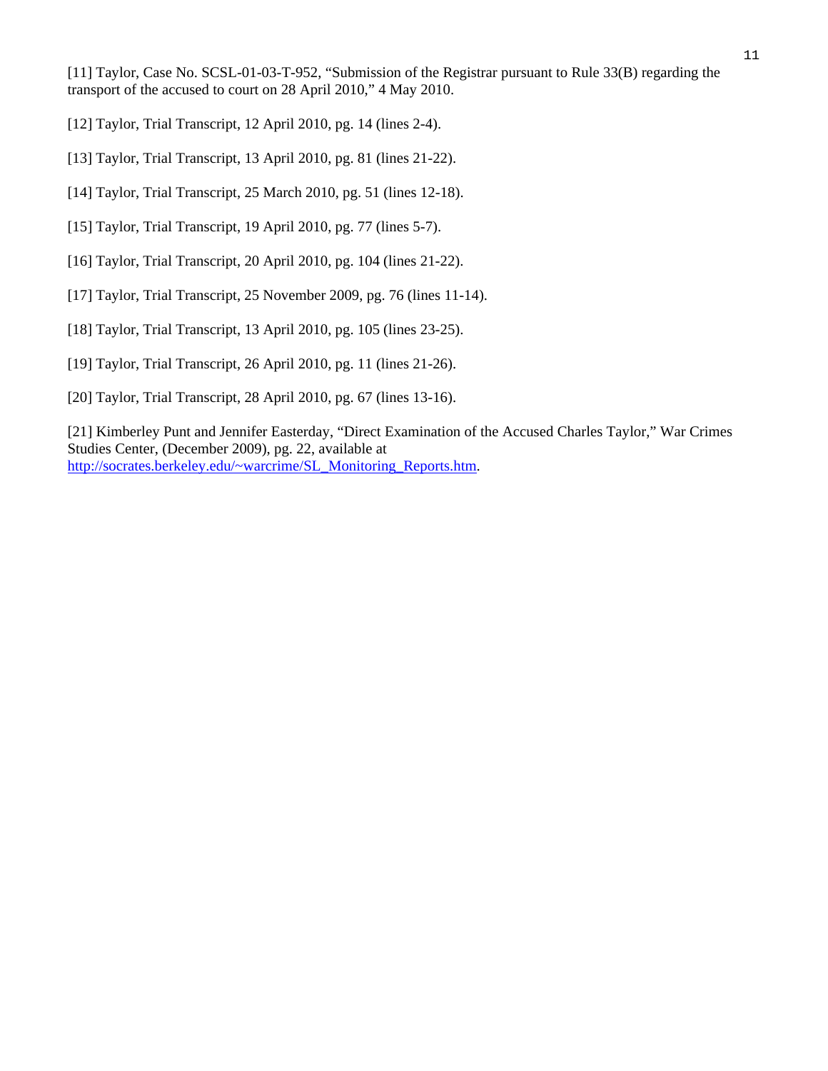[11] Taylor, Case No. SCSL-01-03-T-952, "Submission of the Registrar pursuant to Rule 33(B) regarding the transport of the accused to court on 28 April 2010," 4 May 2010.

[12] Taylor, Trial Transcript, 12 April 2010, pg. 14 (lines 2-4).

[13] Taylor, Trial Transcript, 13 April 2010, pg. 81 (lines 21-22).

[14] Taylor, Trial Transcript, 25 March 2010, pg. 51 (lines 12-18).

[15] Taylor, Trial Transcript, 19 April 2010, pg. 77 (lines 5-7).

[16] Taylor, Trial Transcript, 20 April 2010, pg. 104 (lines 21-22).

[17] Taylor, Trial Transcript, 25 November 2009, pg. 76 (lines 11-14).

[18] Taylor, Trial Transcript, 13 April 2010, pg. 105 (lines 23-25).

[19] Taylor, Trial Transcript, 26 April 2010, pg. 11 (lines 21-26).

[20] Taylor, Trial Transcript, 28 April 2010, pg. 67 (lines 13-16).

[21] Kimberley Punt and Jennifer Easterday, "Direct Examination of the Accused Charles Taylor," War Crimes Studies Center, (December 2009), pg. 22, available at http://socrates.berkeley.edu/~warcrime/SL_Monitoring_Reports.htm.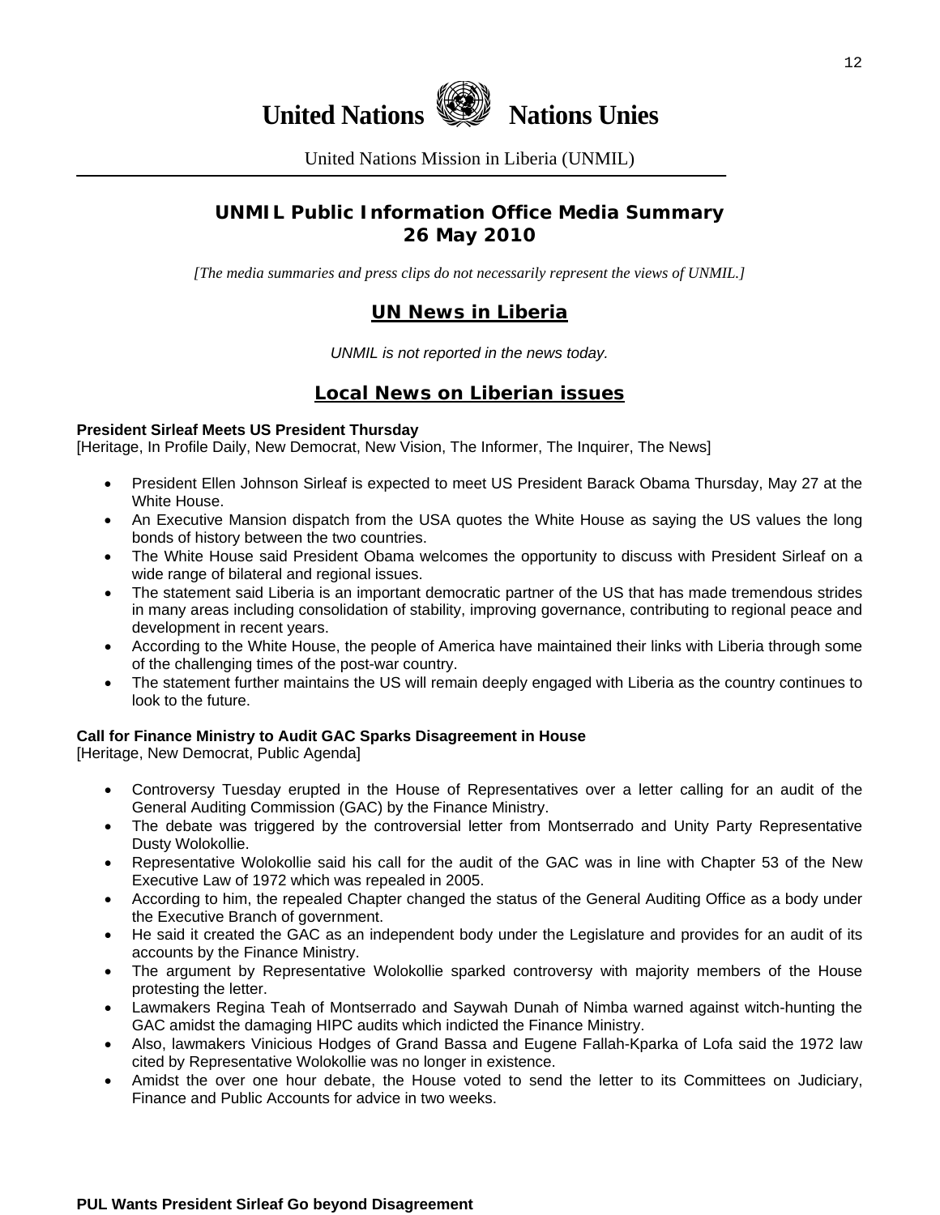United Nations Nations Unies

United Nations Mission in Liberia (UNMIL)

## UNMIL Public Information Office Media Summary
## 26 May 2010

*[The media summaries and press clips do not necessarily represent the views of UNMIL.]*

## UN News in Liberia

*UNMIL is not reported in the news today.*

## Local News on Liberian issues

**President Sirleaf Meets US President Thursday**
[Heritage, In Profile Daily, New Democrat, New Vision, The Informer, The Inquirer, The News]

- President Ellen Johnson Sirleaf is expected to meet US President Barack Obama Thursday, May 27 at the White House.
- An Executive Mansion dispatch from the USA quotes the White House as saying the US values the long bonds of history between the two countries.
- The White House said President Obama welcomes the opportunity to discuss with President Sirleaf on a wide range of bilateral and regional issues.
- The statement said Liberia is an important democratic partner of the US that has made tremendous strides in many areas including consolidation of stability, improving governance, contributing to regional peace and development in recent years.
- According to the White House, the people of America have maintained their links with Liberia through some of the challenging times of the post-war country.
- The statement further maintains the US will remain deeply engaged with Liberia as the country continues to look to the future.

**Call for Finance Ministry to Audit GAC Sparks Disagreement in House**
[Heritage, New Democrat, Public Agenda]

- Controversy Tuesday erupted in the House of Representatives over a letter calling for an audit of the General Auditing Commission (GAC) by the Finance Ministry.
- The debate was triggered by the controversial letter from Montserrado and Unity Party Representative Dusty Wolokollie.
- Representative Wolokollie said his call for the audit of the GAC was in line with Chapter 53 of the New Executive Law of 1972 which was repealed in 2005.
- According to him, the repealed Chapter changed the status of the General Auditing Office as a body under the Executive Branch of government.
- He said it created the GAC as an independent body under the Legislature and provides for an audit of its accounts by the Finance Ministry.
- The argument by Representative Wolokollie sparked controversy with majority members of the House protesting the letter.
- Lawmakers Regina Teah of Montserrado and Saywah Dunah of Nimba warned against witch-hunting the GAC amidst the damaging HIPC audits which indicted the Finance Ministry.
- Also, lawmakers Vinicious Hodges of Grand Bassa and Eugene Fallah-Kparka of Lofa said the 1972 law cited by Representative Wolokollie was no longer in existence.
- Amidst the over one hour debate, the House voted to send the letter to its Committees on Judiciary, Finance and Public Accounts for advice in two weeks.

**PUL Wants President Sirleaf Go beyond Disagreement**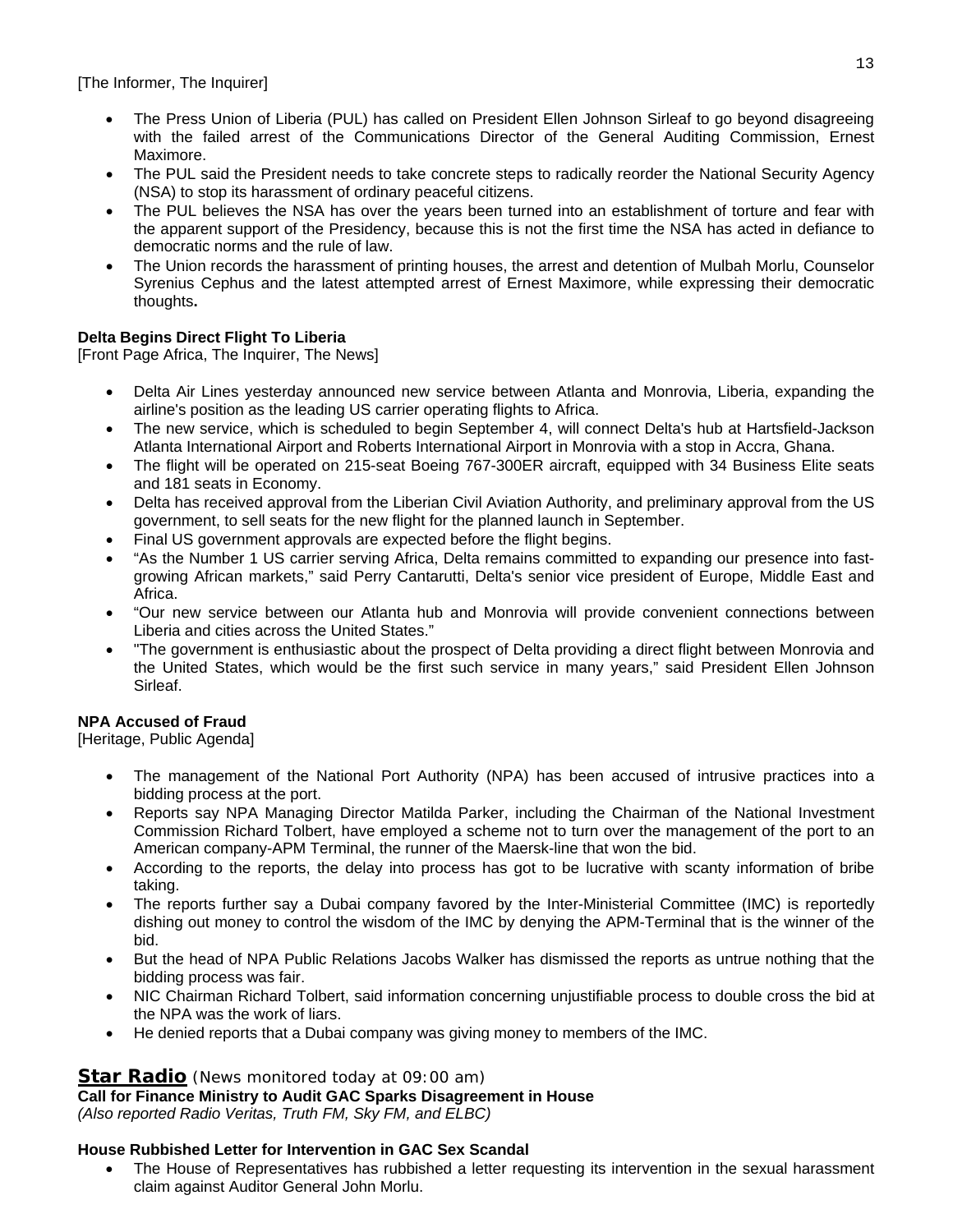[The Informer, The Inquirer]

- The Press Union of Liberia (PUL) has called on President Ellen Johnson Sirleaf to go beyond disagreeing with the failed arrest of the Communications Director of the General Auditing Commission, Ernest Maximore.
- The PUL said the President needs to take concrete steps to radically reorder the National Security Agency (NSA) to stop its harassment of ordinary peaceful citizens.
- The PUL believes the NSA has over the years been turned into an establishment of torture and fear with the apparent support of the Presidency, because this is not the first time the NSA has acted in defiance to democratic norms and the rule of law.
- The Union records the harassment of printing houses, the arrest and detention of Mulbah Morlu, Counselor Syrenius Cephus and the latest attempted arrest of Ernest Maximore, while expressing their democratic thoughts**.**

**Delta Begins Direct Flight To Liberia**
[Front Page Africa, The Inquirer, The News]

- Delta Air Lines yesterday announced new service between Atlanta and Monrovia, Liberia, expanding the airline's position as the leading US carrier operating flights to Africa.
- The new service, which is scheduled to begin September 4, will connect Delta's hub at Hartsfield-Jackson Atlanta International Airport and Roberts International Airport in Monrovia with a stop in Accra, Ghana.
- The flight will be operated on 215-seat Boeing 767-300ER aircraft, equipped with 34 Business Elite seats and 181 seats in Economy.
- Delta has received approval from the Liberian Civil Aviation Authority, and preliminary approval from the US government, to sell seats for the new flight for the planned launch in September.
- Final US government approvals are expected before the flight begins.
- "As the Number 1 US carrier serving Africa, Delta remains committed to expanding our presence into fast-growing African markets," said Perry Cantarutti, Delta's senior vice president of Europe, Middle East and Africa.
- "Our new service between our Atlanta hub and Monrovia will provide convenient connections between Liberia and cities across the United States."
- "The government is enthusiastic about the prospect of Delta providing a direct flight between Monrovia and the United States, which would be the first such service in many years," said President Ellen Johnson Sirleaf.

**NPA Accused of Fraud**
[Heritage, Public Agenda]

- The management of the National Port Authority (NPA) has been accused of intrusive practices into a bidding process at the port.
- Reports say NPA Managing Director Matilda Parker, including the Chairman of the National Investment Commission Richard Tolbert, have employed a scheme not to turn over the management of the port to an American company-APM Terminal, the runner of the Maersk-line that won the bid.
- According to the reports, the delay into process has got to be lucrative with scanty information of bribe taking.
- The reports further say a Dubai company favored by the Inter-Ministerial Committee (IMC) is reportedly dishing out money to control the wisdom of the IMC by denying the APM-Terminal that is the winner of the bid.
- But the head of NPA Public Relations Jacobs Walker has dismissed the reports as untrue nothing that the bidding process was fair.
- NIC Chairman Richard Tolbert, said information concerning unjustifiable process to double cross the bid at the NPA was the work of liars.
- He denied reports that a Dubai company was giving money to members of the IMC.

## Star Radio (News monitored today at 09:00 am)

**Call for Finance Ministry to Audit GAC Sparks Disagreement in House**
*(Also reported Radio Veritas, Truth FM, Sky FM, and ELBC)*

**House Rubbished Letter for Intervention in GAC Sex Scandal**

- The House of Representatives has rubbished a letter requesting its intervention in the sexual harassment claim against Auditor General John Morlu.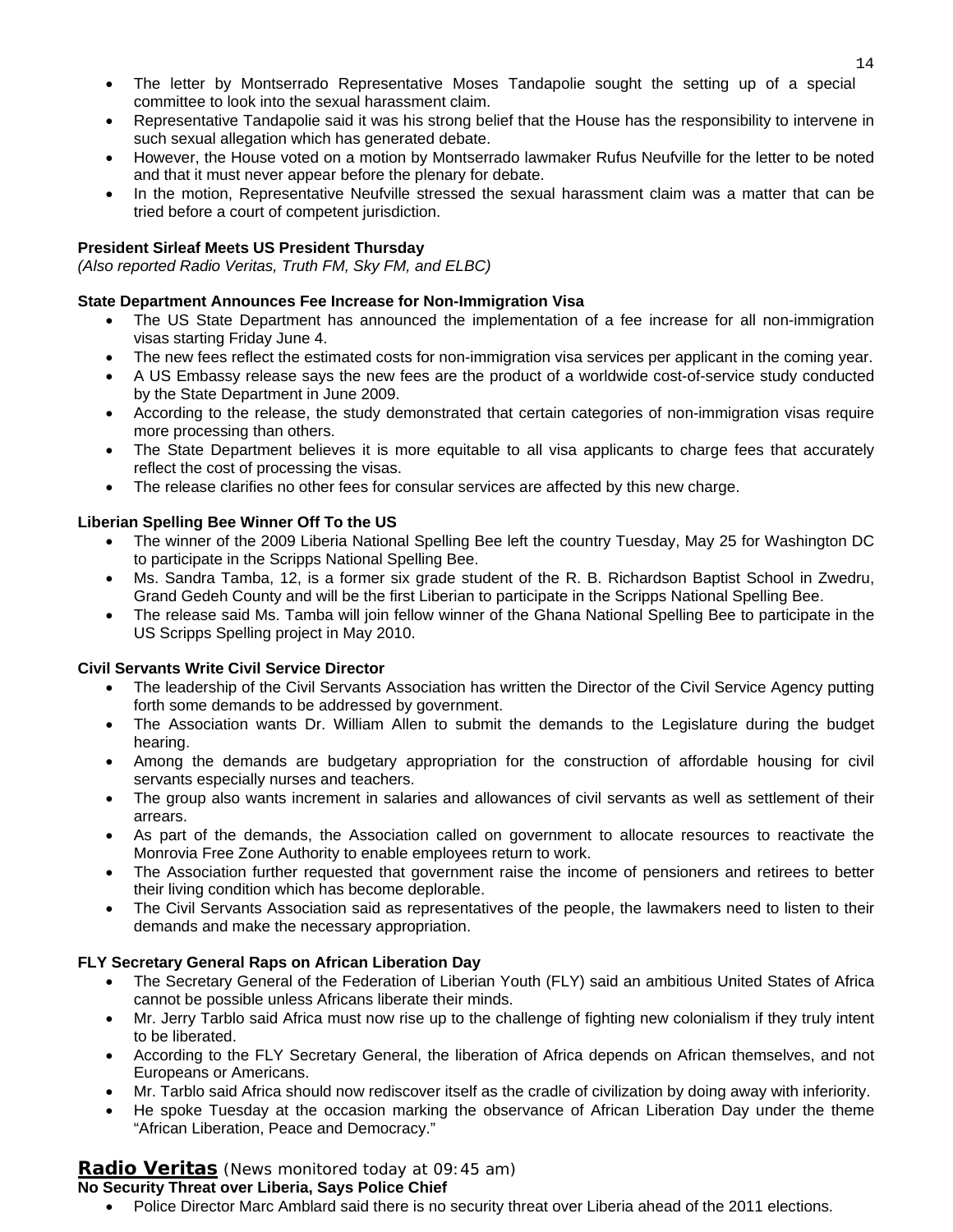- The letter by Montserrado Representative Moses Tandapolie sought the setting up of a special committee to look into the sexual harassment claim.
- Representative Tandapolie said it was his strong belief that the House has the responsibility to intervene in such sexual allegation which has generated debate.
- However, the House voted on a motion by Montserrado lawmaker Rufus Neufville for the letter to be noted and that it must never appear before the plenary for debate.
- In the motion, Representative Neufville stressed the sexual harassment claim was a matter that can be tried before a court of competent jurisdiction.

**President Sirleaf Meets US President Thursday**
*(Also reported Radio Veritas, Truth FM, Sky FM, and ELBC)*

**State Department Announces Fee Increase for Non-Immigration Visa**

- The US State Department has announced the implementation of a fee increase for all non-immigration visas starting Friday June 4.
- The new fees reflect the estimated costs for non-immigration visa services per applicant in the coming year.
- A US Embassy release says the new fees are the product of a worldwide cost-of-service study conducted by the State Department in June 2009.
- According to the release, the study demonstrated that certain categories of non-immigration visas require more processing than others.
- The State Department believes it is more equitable to all visa applicants to charge fees that accurately reflect the cost of processing the visas.
- The release clarifies no other fees for consular services are affected by this new charge.

**Liberian Spelling Bee Winner Off To the US**

- The winner of the 2009 Liberia National Spelling Bee left the country Tuesday, May 25 for Washington DC to participate in the Scripps National Spelling Bee.
- Ms. Sandra Tamba, 12, is a former six grade student of the R. B. Richardson Baptist School in Zwedru, Grand Gedeh County and will be the first Liberian to participate in the Scripps National Spelling Bee.
- The release said Ms. Tamba will join fellow winner of the Ghana National Spelling Bee to participate in the US Scripps Spelling project in May 2010.

**Civil Servants Write Civil Service Director**

- The leadership of the Civil Servants Association has written the Director of the Civil Service Agency putting forth some demands to be addressed by government.
- The Association wants Dr. William Allen to submit the demands to the Legislature during the budget hearing.
- Among the demands are budgetary appropriation for the construction of affordable housing for civil servants especially nurses and teachers.
- The group also wants increment in salaries and allowances of civil servants as well as settlement of their arrears.
- As part of the demands, the Association called on government to allocate resources to reactivate the Monrovia Free Zone Authority to enable employees return to work.
- The Association further requested that government raise the income of pensioners and retirees to better their living condition which has become deplorable.
- The Civil Servants Association said as representatives of the people, the lawmakers need to listen to their demands and make the necessary appropriation.

**FLY Secretary General Raps on African Liberation Day**

- The Secretary General of the Federation of Liberian Youth (FLY) said an ambitious United States of Africa cannot be possible unless Africans liberate their minds.
- Mr. Jerry Tarblo said Africa must now rise up to the challenge of fighting new colonialism if they truly intent to be liberated.
- According to the FLY Secretary General, the liberation of Africa depends on African themselves, and not Europeans or Americans.
- Mr. Tarblo said Africa should now rediscover itself as the cradle of civilization by doing away with inferiority.
- He spoke Tuesday at the occasion marking the observance of African Liberation Day under the theme "African Liberation, Peace and Democracy."

## Radio Veritas (News monitored today at 09:45 am)

**No Security Threat over Liberia, Says Police Chief**

- Police Director Marc Amblard said there is no security threat over Liberia ahead of the 2011 elections.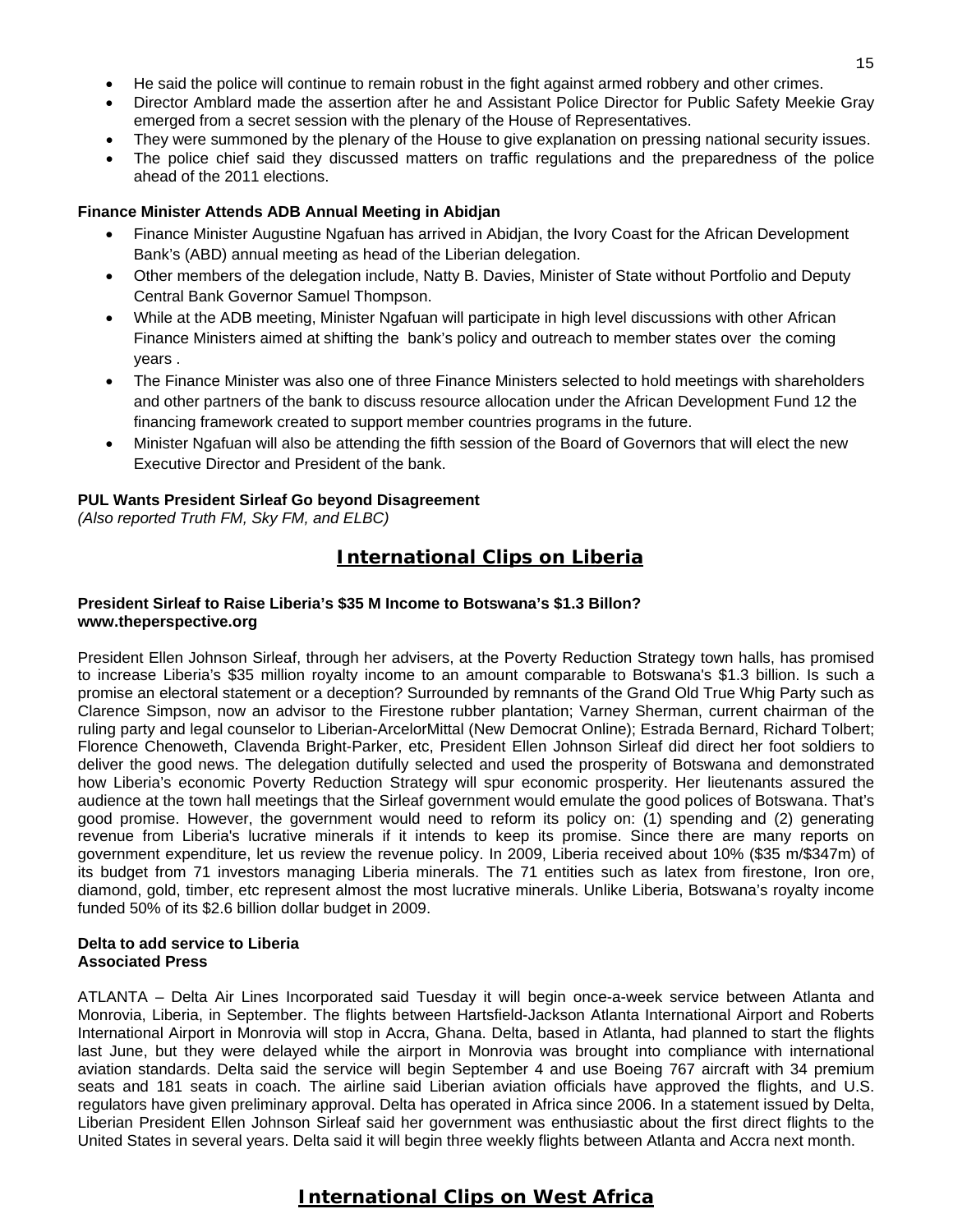- He said the police will continue to remain robust in the fight against armed robbery and other crimes.
- Director Amblard made the assertion after he and Assistant Police Director for Public Safety Meekie Gray emerged from a secret session with the plenary of the House of Representatives.
- They were summoned by the plenary of the House to give explanation on pressing national security issues.
- The police chief said they discussed matters on traffic regulations and the preparedness of the police ahead of the 2011 elections.

**Finance Minister Attends ADB Annual Meeting in Abidjan**

- Finance Minister Augustine Ngafuan has arrived in Abidjan, the Ivory Coast for the African Development Bank's (ABD) annual meeting as head of the Liberian delegation.
- Other members of the delegation include, Natty B. Davies, Minister of State without Portfolio and Deputy Central Bank Governor Samuel Thompson.
- While at the ADB meeting, Minister Ngafuan will participate in high level discussions with other African Finance Ministers aimed at shifting the bank's policy and outreach to member states over the coming years .
- The Finance Minister was also one of three Finance Ministers selected to hold meetings with shareholders and other partners of the bank to discuss resource allocation under the African Development Fund 12 the financing framework created to support member countries programs in the future.
- Minister Ngafuan will also be attending the fifth session of the Board of Governors that will elect the new Executive Director and President of the bank.

**PUL Wants President Sirleaf Go beyond Disagreement**
*(Also reported Truth FM, Sky FM, and ELBC)*

## International Clips on Liberia

**President Sirleaf to Raise Liberia's $35 M Income to Botswana's $1.3 Billon?**
**www.theperspective.org**

President Ellen Johnson Sirleaf, through her advisers, at the Poverty Reduction Strategy town halls, has promised to increase Liberia's $35 million royalty income to an amount comparable to Botswana's $1.3 billion. Is such a promise an electoral statement or a deception? Surrounded by remnants of the Grand Old True Whig Party such as Clarence Simpson, now an advisor to the Firestone rubber plantation; Varney Sherman, current chairman of the ruling party and legal counselor to Liberian-ArcelorMittal (New Democrat Online); Estrada Bernard, Richard Tolbert; Florence Chenoweth, Clavenda Bright-Parker, etc, President Ellen Johnson Sirleaf did direct her foot soldiers to deliver the good news. The delegation dutifully selected and used the prosperity of Botswana and demonstrated how Liberia's economic Poverty Reduction Strategy will spur economic prosperity. Her lieutenants assured the audience at the town hall meetings that the Sirleaf government would emulate the good polices of Botswana. That's good promise. However, the government would need to reform its policy on: (1) spending and (2) generating revenue from Liberia's lucrative minerals if it intends to keep its promise. Since there are many reports on government expenditure, let us review the revenue policy. In 2009, Liberia received about 10% ($35 m/$347m) of its budget from 71 investors managing Liberia minerals. The 71 entities such as latex from firestone, Iron ore, diamond, gold, timber, etc represent almost the most lucrative minerals. Unlike Liberia, Botswana's royalty income funded 50% of its $2.6 billion dollar budget in 2009.

**Delta to add service to Liberia**
**Associated Press**

ATLANTA – Delta Air Lines Incorporated said Tuesday it will begin once-a-week service between Atlanta and Monrovia, Liberia, in September. The flights between Hartsfield-Jackson Atlanta International Airport and Roberts International Airport in Monrovia will stop in Accra, Ghana. Delta, based in Atlanta, had planned to start the flights last June, but they were delayed while the airport in Monrovia was brought into compliance with international aviation standards. Delta said the service will begin September 4 and use Boeing 767 aircraft with 34 premium seats and 181 seats in coach. The airline said Liberian aviation officials have approved the flights, and U.S. regulators have given preliminary approval. Delta has operated in Africa since 2006. In a statement issued by Delta, Liberian President Ellen Johnson Sirleaf said her government was enthusiastic about the first direct flights to the United States in several years. Delta said it will begin three weekly flights between Atlanta and Accra next month.

## International Clips on West Africa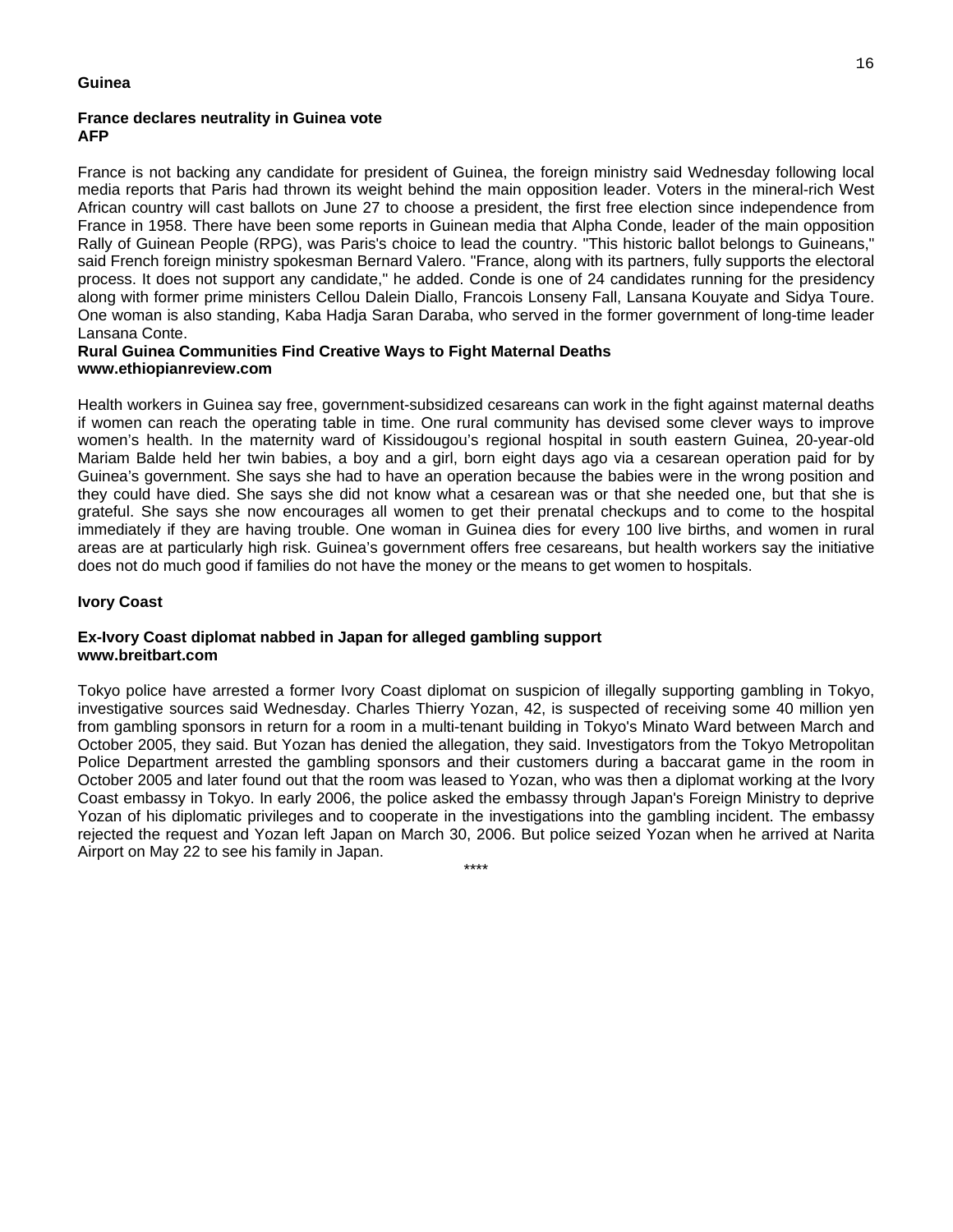## Guinea

### France declares neutrality in Guinea vote
**AFP**

France is not backing any candidate for president of Guinea, the foreign ministry said Wednesday following local media reports that Paris had thrown its weight behind the main opposition leader. Voters in the mineral-rich West African country will cast ballots on June 27 to choose a president, the first free election since independence from France in 1958. There have been some reports in Guinean media that Alpha Conde, leader of the main opposition Rally of Guinean People (RPG), was Paris's choice to lead the country. "This historic ballot belongs to Guineans," said French foreign ministry spokesman Bernard Valero. "France, along with its partners, fully supports the electoral process. It does not support any candidate," he added. Conde is one of 24 candidates running for the presidency along with former prime ministers Cellou Dalein Diallo, Francois Lonseny Fall, Lansana Kouyate and Sidya Toure. One woman is also standing, Kaba Hadja Saran Daraba, who served in the former government of long-time leader Lansana Conte.

### Rural Guinea Communities Find Creative Ways to Fight Maternal Deaths
**www.ethiopianreview.com**

Health workers in Guinea say free, government-subsidized cesareans can work in the fight against maternal deaths if women can reach the operating table in time. One rural community has devised some clever ways to improve women's health. In the maternity ward of Kissidougou's regional hospital in south eastern Guinea, 20-year-old Mariam Balde held her twin babies, a boy and a girl, born eight days ago via a cesarean operation paid for by Guinea's government. She says she had to have an operation because the babies were in the wrong position and they could have died. She says she did not know what a cesarean was or that she needed one, but that she is grateful. She says she now encourages all women to get their prenatal checkups and to come to the hospital immediately if they are having trouble. One woman in Guinea dies for every 100 live births, and women in rural areas are at particularly high risk. Guinea's government offers free cesareans, but health workers say the initiative does not do much good if families do not have the money or the means to get women to hospitals.

## Ivory Coast

### Ex-Ivory Coast diplomat nabbed in Japan for alleged gambling support
**www.breitbart.com**

Tokyo police have arrested a former Ivory Coast diplomat on suspicion of illegally supporting gambling in Tokyo, investigative sources said Wednesday. Charles Thierry Yozan, 42, is suspected of receiving some 40 million yen from gambling sponsors in return for a room in a multi-tenant building in Tokyo's Minato Ward between March and October 2005, they said. But Yozan has denied the allegation, they said. Investigators from the Tokyo Metropolitan Police Department arrested the gambling sponsors and their customers during a baccarat game in the room in October 2005 and later found out that the room was leased to Yozan, who was then a diplomat working at the Ivory Coast embassy in Tokyo. In early 2006, the police asked the embassy through Japan's Foreign Ministry to deprive Yozan of his diplomatic privileges and to cooperate in the investigations into the gambling incident. The embassy rejected the request and Yozan left Japan on March 30, 2006. But police seized Yozan when he arrived at Narita Airport on May 22 to see his family in Japan.

****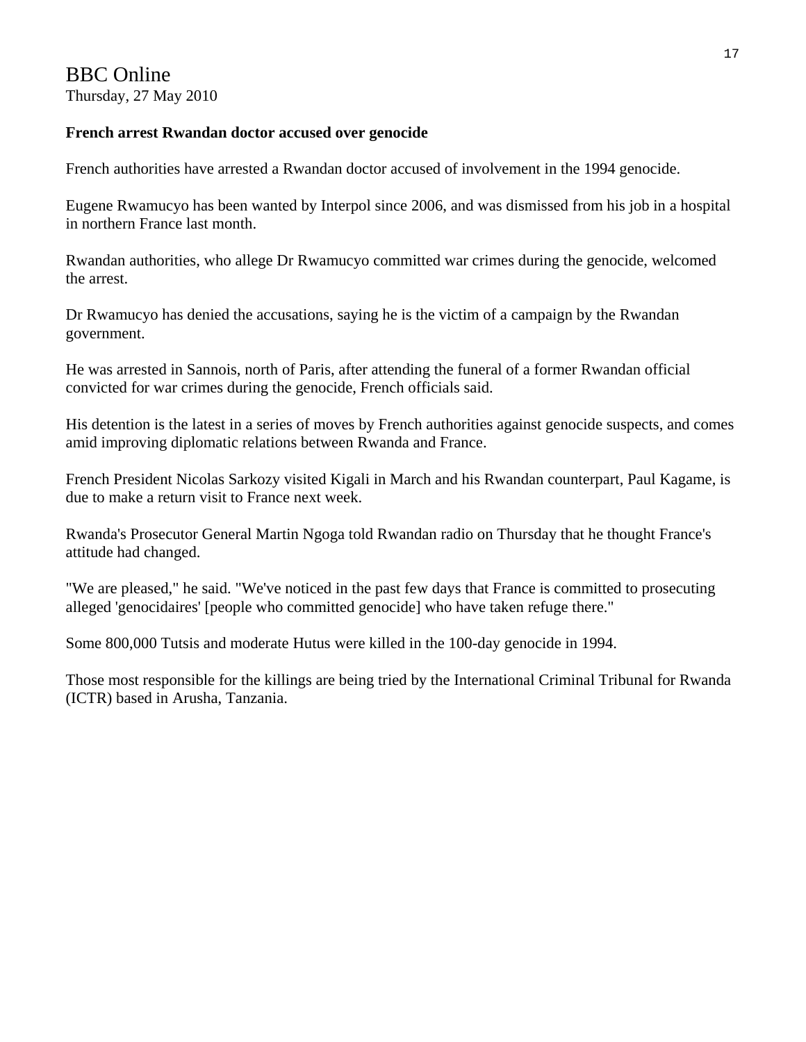# BBC Online

Thursday, 27 May 2010

**French arrest Rwandan doctor accused over genocide**

French authorities have arrested a Rwandan doctor accused of involvement in the 1994 genocide.

Eugene Rwamucyo has been wanted by Interpol since 2006, and was dismissed from his job in a hospital in northern France last month.

Rwandan authorities, who allege Dr Rwamucyo committed war crimes during the genocide, welcomed the arrest.

Dr Rwamucyo has denied the accusations, saying he is the victim of a campaign by the Rwandan government.

He was arrested in Sannois, north of Paris, after attending the funeral of a former Rwandan official convicted for war crimes during the genocide, French officials said.

His detention is the latest in a series of moves by French authorities against genocide suspects, and comes amid improving diplomatic relations between Rwanda and France.

French President Nicolas Sarkozy visited Kigali in March and his Rwandan counterpart, Paul Kagame, is due to make a return visit to France next week.

Rwanda's Prosecutor General Martin Ngoga told Rwandan radio on Thursday that he thought France's attitude had changed.

"We are pleased," he said. "We've noticed in the past few days that France is committed to prosecuting alleged 'genocidaires' [people who committed genocide] who have taken refuge there."

Some 800,000 Tutsis and moderate Hutus were killed in the 100-day genocide in 1994.

Those most responsible for the killings are being tried by the International Criminal Tribunal for Rwanda (ICTR) based in Arusha, Tanzania.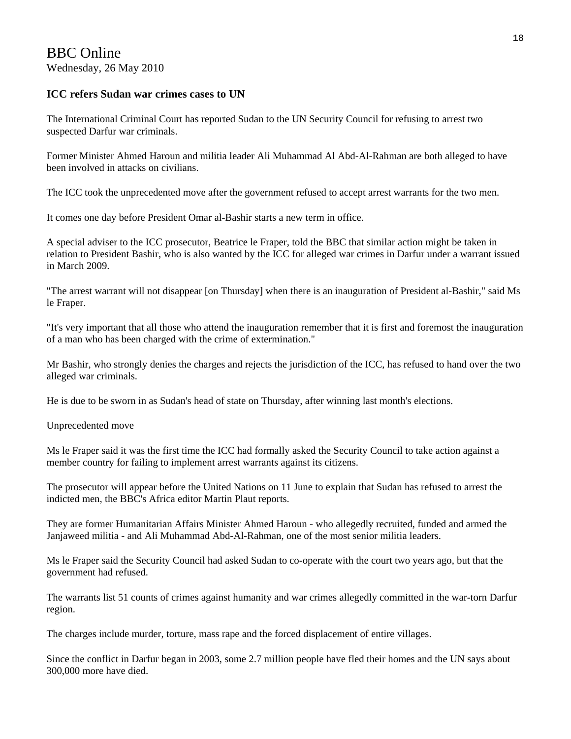# BBC Online

Wednesday, 26 May 2010

## ICC refers Sudan war crimes cases to UN

The International Criminal Court has reported Sudan to the UN Security Council for refusing to arrest two suspected Darfur war criminals.

Former Minister Ahmed Haroun and militia leader Ali Muhammad Al Abd-Al-Rahman are both alleged to have been involved in attacks on civilians.

The ICC took the unprecedented move after the government refused to accept arrest warrants for the two men.

It comes one day before President Omar al-Bashir starts a new term in office.

A special adviser to the ICC prosecutor, Beatrice le Fraper, told the BBC that similar action might be taken in relation to President Bashir, who is also wanted by the ICC for alleged war crimes in Darfur under a warrant issued in March 2009.

"The arrest warrant will not disappear [on Thursday] when there is an inauguration of President al-Bashir," said Ms le Fraper.

"It's very important that all those who attend the inauguration remember that it is first and foremost the inauguration of a man who has been charged with the crime of extermination."

Mr Bashir, who strongly denies the charges and rejects the jurisdiction of the ICC, has refused to hand over the two alleged war criminals.

He is due to be sworn in as Sudan's head of state on Thursday, after winning last month's elections.

Unprecedented move

Ms le Fraper said it was the first time the ICC had formally asked the Security Council to take action against a member country for failing to implement arrest warrants against its citizens.

The prosecutor will appear before the United Nations on 11 June to explain that Sudan has refused to arrest the indicted men, the BBC's Africa editor Martin Plaut reports.

They are former Humanitarian Affairs Minister Ahmed Haroun - who allegedly recruited, funded and armed the Janjaweed militia - and Ali Muhammad Abd-Al-Rahman, one of the most senior militia leaders.

Ms le Fraper said the Security Council had asked Sudan to co-operate with the court two years ago, but that the government had refused.

The warrants list 51 counts of crimes against humanity and war crimes allegedly committed in the war-torn Darfur region.

The charges include murder, torture, mass rape and the forced displacement of entire villages.

Since the conflict in Darfur began in 2003, some 2.7 million people have fled their homes and the UN says about 300,000 more have died.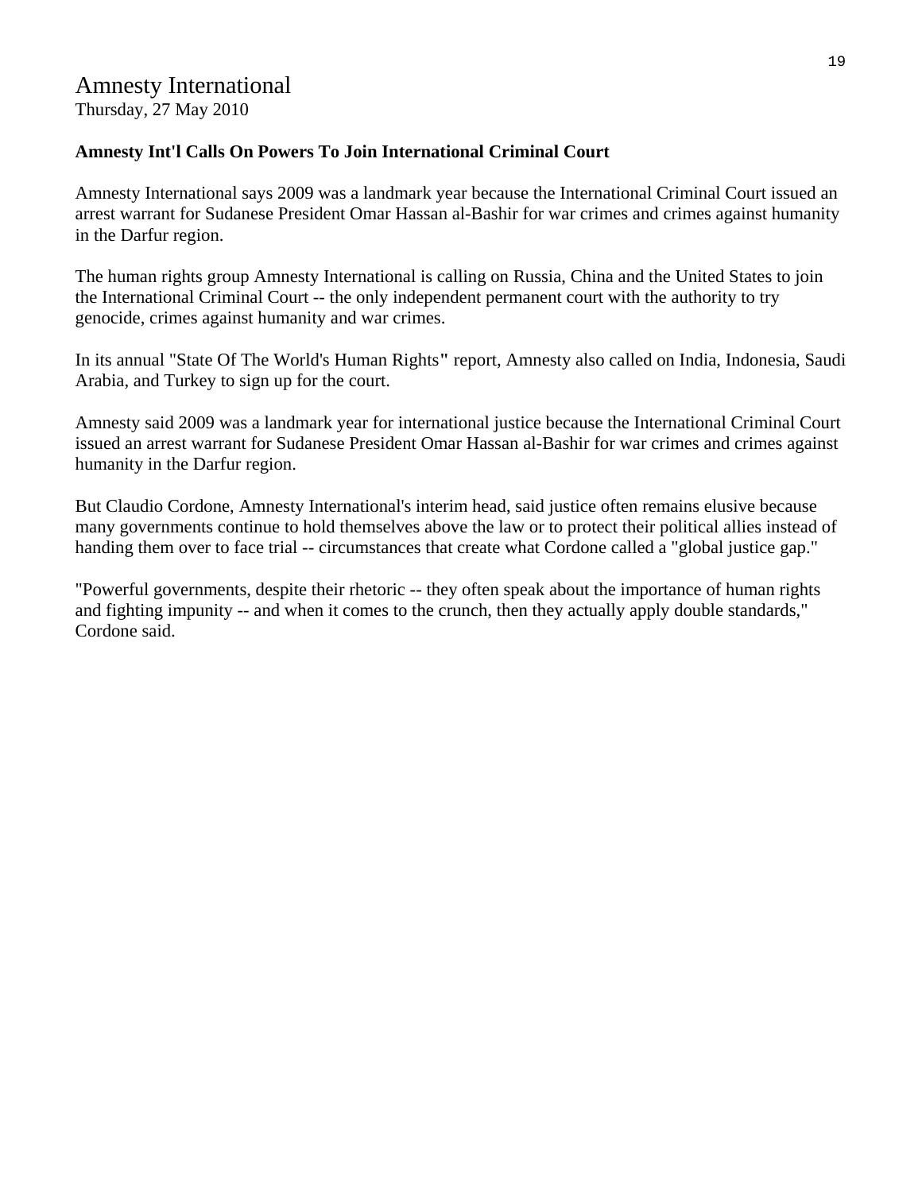# Amnesty International

Thursday, 27 May 2010

**Amnesty Int'l Calls On Powers To Join International Criminal Court**

Amnesty International says 2009 was a landmark year because the International Criminal Court issued an arrest warrant for Sudanese President Omar Hassan al-Bashir for war crimes and crimes against humanity in the Darfur region.

The human rights group Amnesty International is calling on Russia, China and the United States to join the International Criminal Court -- the only independent permanent court with the authority to try genocide, crimes against humanity and war crimes.

In its annual "State Of The World's Human Rights" report, Amnesty also called on India, Indonesia, Saudi Arabia, and Turkey to sign up for the court.

Amnesty said 2009 was a landmark year for international justice because the International Criminal Court issued an arrest warrant for Sudanese President Omar Hassan al-Bashir for war crimes and crimes against humanity in the Darfur region.

But Claudio Cordone, Amnesty International's interim head, said justice often remains elusive because many governments continue to hold themselves above the law or to protect their political allies instead of handing them over to face trial -- circumstances that create what Cordone called a "global justice gap."

"Powerful governments, despite their rhetoric -- they often speak about the importance of human rights and fighting impunity -- and when it comes to the crunch, then they actually apply double standards," Cordone said.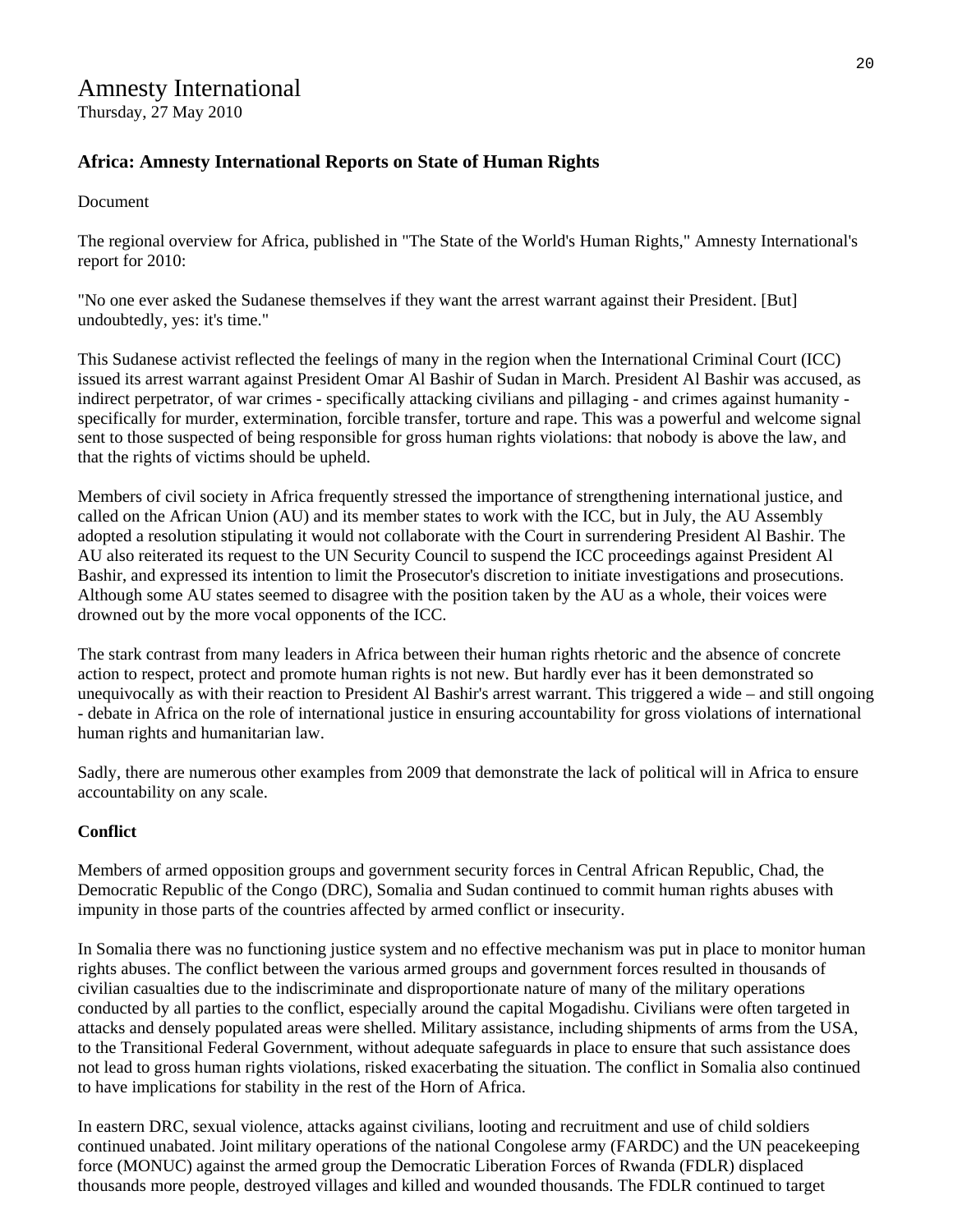# Amnesty International

Thursday, 27 May 2010

## Africa: Amnesty International Reports on State of Human Rights

Document

The regional overview for Africa, published in "The State of the World's Human Rights," Amnesty International's report for 2010:

"No one ever asked the Sudanese themselves if they want the arrest warrant against their President. [But] undoubtedly, yes: it's time."

This Sudanese activist reflected the feelings of many in the region when the International Criminal Court (ICC) issued its arrest warrant against President Omar Al Bashir of Sudan in March. President Al Bashir was accused, as indirect perpetrator, of war crimes - specifically attacking civilians and pillaging - and crimes against humanity - specifically for murder, extermination, forcible transfer, torture and rape. This was a powerful and welcome signal sent to those suspected of being responsible for gross human rights violations: that nobody is above the law, and that the rights of victims should be upheld.

Members of civil society in Africa frequently stressed the importance of strengthening international justice, and called on the African Union (AU) and its member states to work with the ICC, but in July, the AU Assembly adopted a resolution stipulating it would not collaborate with the Court in surrendering President Al Bashir. The AU also reiterated its request to the UN Security Council to suspend the ICC proceedings against President Al Bashir, and expressed its intention to limit the Prosecutor's discretion to initiate investigations and prosecutions. Although some AU states seemed to disagree with the position taken by the AU as a whole, their voices were drowned out by the more vocal opponents of the ICC.

The stark contrast from many leaders in Africa between their human rights rhetoric and the absence of concrete action to respect, protect and promote human rights is not new. But hardly ever has it been demonstrated so unequivocally as with their reaction to President Al Bashir's arrest warrant. This triggered a wide – and still ongoing - debate in Africa on the role of international justice in ensuring accountability for gross violations of international human rights and humanitarian law.

Sadly, there are numerous other examples from 2009 that demonstrate the lack of political will in Africa to ensure accountability on any scale.

**Conflict**

Members of armed opposition groups and government security forces in Central African Republic, Chad, the Democratic Republic of the Congo (DRC), Somalia and Sudan continued to commit human rights abuses with impunity in those parts of the countries affected by armed conflict or insecurity.

In Somalia there was no functioning justice system and no effective mechanism was put in place to monitor human rights abuses. The conflict between the various armed groups and government forces resulted in thousands of civilian casualties due to the indiscriminate and disproportionate nature of many of the military operations conducted by all parties to the conflict, especially around the capital Mogadishu. Civilians were often targeted in attacks and densely populated areas were shelled. Military assistance, including shipments of arms from the USA, to the Transitional Federal Government, without adequate safeguards in place to ensure that such assistance does not lead to gross human rights violations, risked exacerbating the situation. The conflict in Somalia also continued to have implications for stability in the rest of the Horn of Africa.

In eastern DRC, sexual violence, attacks against civilians, looting and recruitment and use of child soldiers continued unabated. Joint military operations of the national Congolese army (FARDC) and the UN peacekeeping force (MONUC) against the armed group the Democratic Liberation Forces of Rwanda (FDLR) displaced thousands more people, destroyed villages and killed and wounded thousands. The FDLR continued to target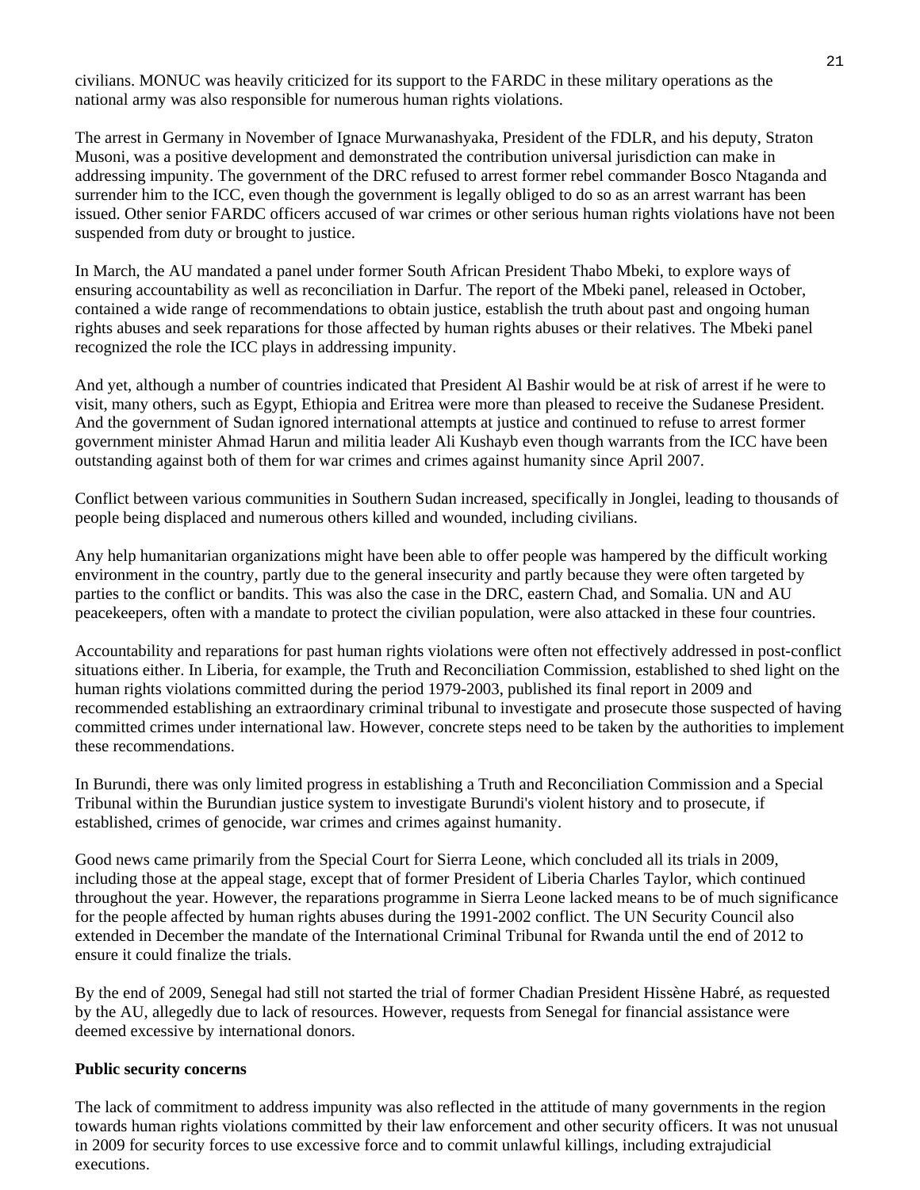civilians. MONUC was heavily criticized for its support to the FARDC in these military operations as the national army was also responsible for numerous human rights violations.

The arrest in Germany in November of Ignace Murwanashyaka, President of the FDLR, and his deputy, Straton Musoni, was a positive development and demonstrated the contribution universal jurisdiction can make in addressing impunity. The government of the DRC refused to arrest former rebel commander Bosco Ntaganda and surrender him to the ICC, even though the government is legally obliged to do so as an arrest warrant has been issued. Other senior FARDC officers accused of war crimes or other serious human rights violations have not been suspended from duty or brought to justice.

In March, the AU mandated a panel under former South African President Thabo Mbeki, to explore ways of ensuring accountability as well as reconciliation in Darfur. The report of the Mbeki panel, released in October, contained a wide range of recommendations to obtain justice, establish the truth about past and ongoing human rights abuses and seek reparations for those affected by human rights abuses or their relatives. The Mbeki panel recognized the role the ICC plays in addressing impunity.

And yet, although a number of countries indicated that President Al Bashir would be at risk of arrest if he were to visit, many others, such as Egypt, Ethiopia and Eritrea were more than pleased to receive the Sudanese President. And the government of Sudan ignored international attempts at justice and continued to refuse to arrest former government minister Ahmad Harun and militia leader Ali Kushayb even though warrants from the ICC have been outstanding against both of them for war crimes and crimes against humanity since April 2007.

Conflict between various communities in Southern Sudan increased, specifically in Jonglei, leading to thousands of people being displaced and numerous others killed and wounded, including civilians.

Any help humanitarian organizations might have been able to offer people was hampered by the difficult working environment in the country, partly due to the general insecurity and partly because they were often targeted by parties to the conflict or bandits. This was also the case in the DRC, eastern Chad, and Somalia. UN and AU peacekeepers, often with a mandate to protect the civilian population, were also attacked in these four countries.

Accountability and reparations for past human rights violations were often not effectively addressed in post-conflict situations either. In Liberia, for example, the Truth and Reconciliation Commission, established to shed light on the human rights violations committed during the period 1979-2003, published its final report in 2009 and recommended establishing an extraordinary criminal tribunal to investigate and prosecute those suspected of having committed crimes under international law. However, concrete steps need to be taken by the authorities to implement these recommendations.

In Burundi, there was only limited progress in establishing a Truth and Reconciliation Commission and a Special Tribunal within the Burundian justice system to investigate Burundi's violent history and to prosecute, if established, crimes of genocide, war crimes and crimes against humanity.

Good news came primarily from the Special Court for Sierra Leone, which concluded all its trials in 2009, including those at the appeal stage, except that of former President of Liberia Charles Taylor, which continued throughout the year. However, the reparations programme in Sierra Leone lacked means to be of much significance for the people affected by human rights abuses during the 1991-2002 conflict. The UN Security Council also extended in December the mandate of the International Criminal Tribunal for Rwanda until the end of 2012 to ensure it could finalize the trials.

By the end of 2009, Senegal had still not started the trial of former Chadian President Hissène Habré, as requested by the AU, allegedly due to lack of resources. However, requests from Senegal for financial assistance were deemed excessive by international donors.

**Public security concerns**

The lack of commitment to address impunity was also reflected in the attitude of many governments in the region towards human rights violations committed by their law enforcement and other security officers. It was not unusual in 2009 for security forces to use excessive force and to commit unlawful killings, including extrajudicial executions.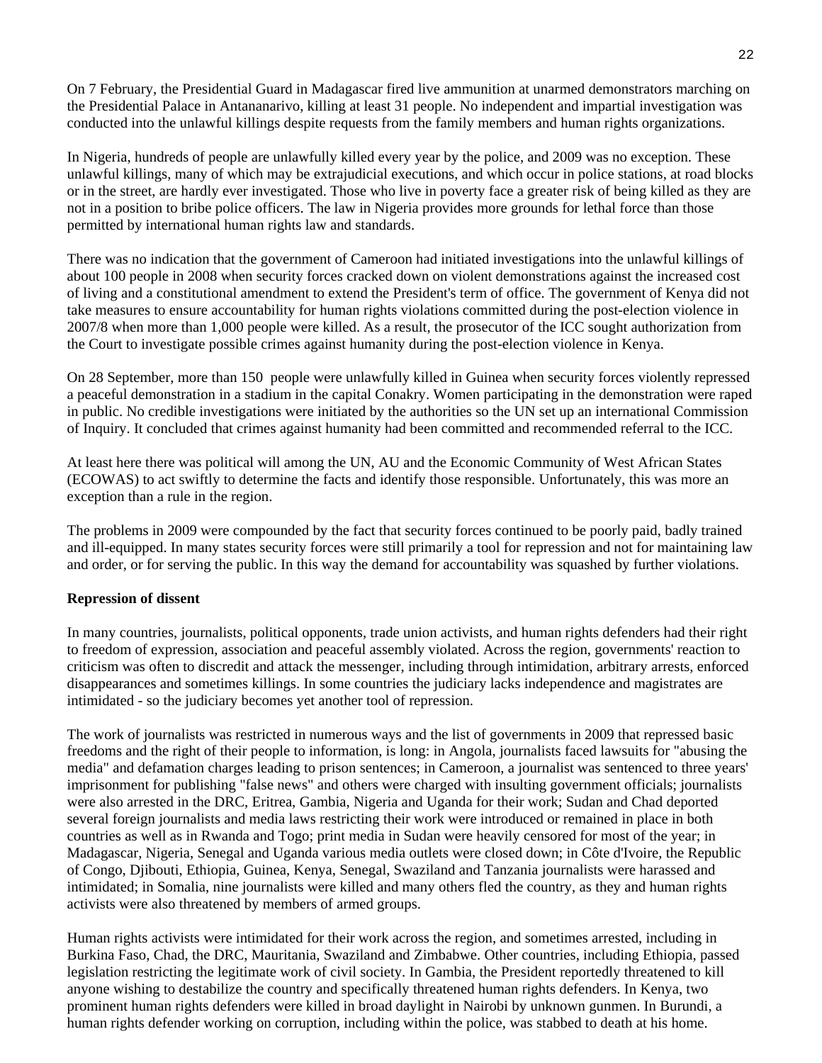On 7 February, the Presidential Guard in Madagascar fired live ammunition at unarmed demonstrators marching on the Presidential Palace in Antananarivo, killing at least 31 people. No independent and impartial investigation was conducted into the unlawful killings despite requests from the family members and human rights organizations.

In Nigeria, hundreds of people are unlawfully killed every year by the police, and 2009 was no exception. These unlawful killings, many of which may be extrajudicial executions, and which occur in police stations, at road blocks or in the street, are hardly ever investigated. Those who live in poverty face a greater risk of being killed as they are not in a position to bribe police officers. The law in Nigeria provides more grounds for lethal force than those permitted by international human rights law and standards.

There was no indication that the government of Cameroon had initiated investigations into the unlawful killings of about 100 people in 2008 when security forces cracked down on violent demonstrations against the increased cost of living and a constitutional amendment to extend the President's term of office. The government of Kenya did not take measures to ensure accountability for human rights violations committed during the post-election violence in 2007/8 when more than 1,000 people were killed. As a result, the prosecutor of the ICC sought authorization from the Court to investigate possible crimes against humanity during the post-election violence in Kenya.

On 28 September, more than 150 people were unlawfully killed in Guinea when security forces violently repressed a peaceful demonstration in a stadium in the capital Conakry. Women participating in the demonstration were raped in public. No credible investigations were initiated by the authorities so the UN set up an international Commission of Inquiry. It concluded that crimes against humanity had been committed and recommended referral to the ICC.

At least here there was political will among the UN, AU and the Economic Community of West African States (ECOWAS) to act swiftly to determine the facts and identify those responsible. Unfortunately, this was more an exception than a rule in the region.

The problems in 2009 were compounded by the fact that security forces continued to be poorly paid, badly trained and ill-equipped. In many states security forces were still primarily a tool for repression and not for maintaining law and order, or for serving the public. In this way the demand for accountability was squashed by further violations.

**Repression of dissent**

In many countries, journalists, political opponents, trade union activists, and human rights defenders had their right to freedom of expression, association and peaceful assembly violated. Across the region, governments' reaction to criticism was often to discredit and attack the messenger, including through intimidation, arbitrary arrests, enforced disappearances and sometimes killings. In some countries the judiciary lacks independence and magistrates are intimidated - so the judiciary becomes yet another tool of repression.

The work of journalists was restricted in numerous ways and the list of governments in 2009 that repressed basic freedoms and the right of their people to information, is long: in Angola, journalists faced lawsuits for "abusing the media" and defamation charges leading to prison sentences; in Cameroon, a journalist was sentenced to three years' imprisonment for publishing "false news" and others were charged with insulting government officials; journalists were also arrested in the DRC, Eritrea, Gambia, Nigeria and Uganda for their work; Sudan and Chad deported several foreign journalists and media laws restricting their work were introduced or remained in place in both countries as well as in Rwanda and Togo; print media in Sudan were heavily censored for most of the year; in Madagascar, Nigeria, Senegal and Uganda various media outlets were closed down; in Côte d'Ivoire, the Republic of Congo, Djibouti, Ethiopia, Guinea, Kenya, Senegal, Swaziland and Tanzania journalists were harassed and intimidated; in Somalia, nine journalists were killed and many others fled the country, as they and human rights activists were also threatened by members of armed groups.

Human rights activists were intimidated for their work across the region, and sometimes arrested, including in Burkina Faso, Chad, the DRC, Mauritania, Swaziland and Zimbabwe. Other countries, including Ethiopia, passed legislation restricting the legitimate work of civil society. In Gambia, the President reportedly threatened to kill anyone wishing to destabilize the country and specifically threatened human rights defenders. In Kenya, two prominent human rights defenders were killed in broad daylight in Nairobi by unknown gunmen. In Burundi, a human rights defender working on corruption, including within the police, was stabbed to death at his home.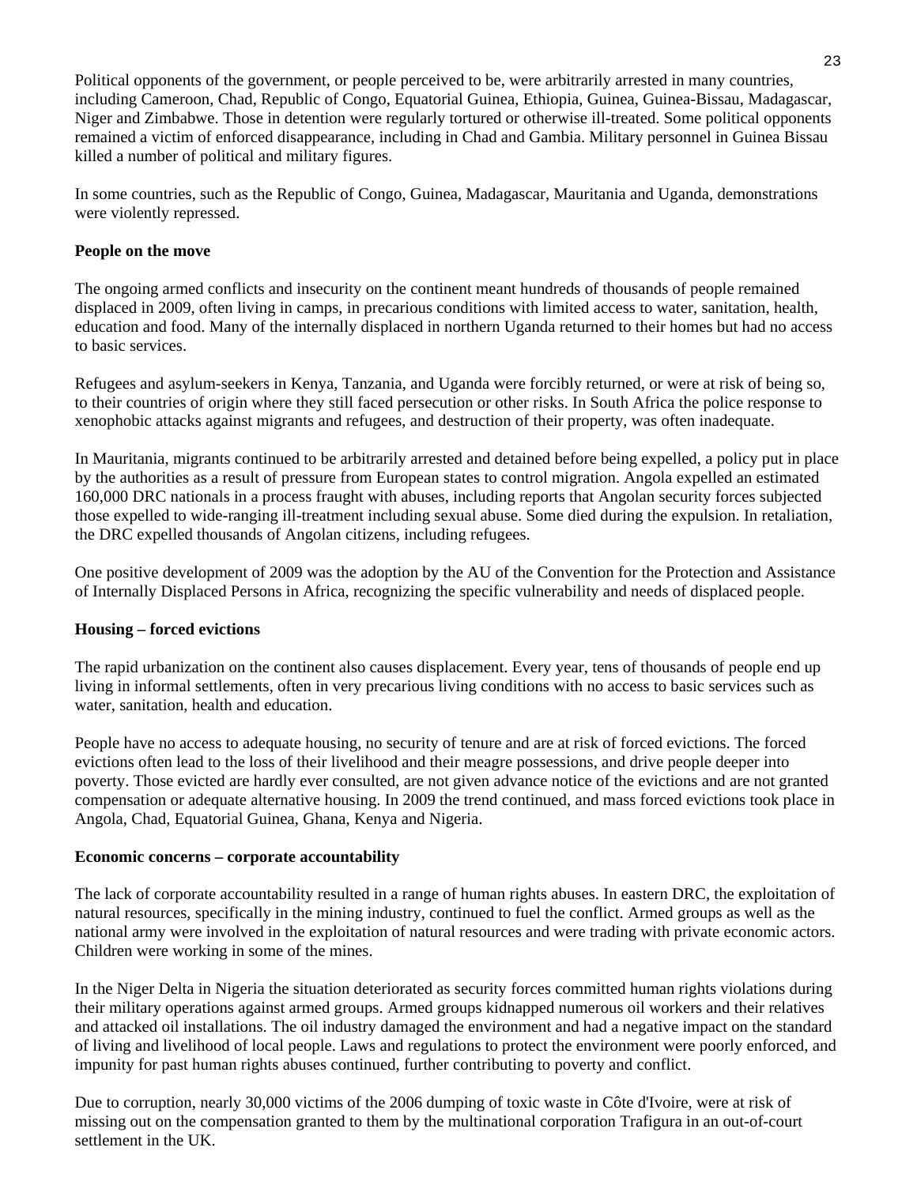Political opponents of the government, or people perceived to be, were arbitrarily arrested in many countries, including Cameroon, Chad, Republic of Congo, Equatorial Guinea, Ethiopia, Guinea, Guinea-Bissau, Madagascar, Niger and Zimbabwe. Those in detention were regularly tortured or otherwise ill-treated. Some political opponents remained a victim of enforced disappearance, including in Chad and Gambia. Military personnel in Guinea Bissau killed a number of political and military figures.

In some countries, such as the Republic of Congo, Guinea, Madagascar, Mauritania and Uganda, demonstrations were violently repressed.

**People on the move**

The ongoing armed conflicts and insecurity on the continent meant hundreds of thousands of people remained displaced in 2009, often living in camps, in precarious conditions with limited access to water, sanitation, health, education and food. Many of the internally displaced in northern Uganda returned to their homes but had no access to basic services.

Refugees and asylum-seekers in Kenya, Tanzania, and Uganda were forcibly returned, or were at risk of being so, to their countries of origin where they still faced persecution or other risks. In South Africa the police response to xenophobic attacks against migrants and refugees, and destruction of their property, was often inadequate.

In Mauritania, migrants continued to be arbitrarily arrested and detained before being expelled, a policy put in place by the authorities as a result of pressure from European states to control migration. Angola expelled an estimated 160,000 DRC nationals in a process fraught with abuses, including reports that Angolan security forces subjected those expelled to wide-ranging ill-treatment including sexual abuse. Some died during the expulsion. In retaliation, the DRC expelled thousands of Angolan citizens, including refugees.

One positive development of 2009 was the adoption by the AU of the Convention for the Protection and Assistance of Internally Displaced Persons in Africa, recognizing the specific vulnerability and needs of displaced people.

**Housing – forced evictions**

The rapid urbanization on the continent also causes displacement. Every year, tens of thousands of people end up living in informal settlements, often in very precarious living conditions with no access to basic services such as water, sanitation, health and education.

People have no access to adequate housing, no security of tenure and are at risk of forced evictions. The forced evictions often lead to the loss of their livelihood and their meagre possessions, and drive people deeper into poverty. Those evicted are hardly ever consulted, are not given advance notice of the evictions and are not granted compensation or adequate alternative housing. In 2009 the trend continued, and mass forced evictions took place in Angola, Chad, Equatorial Guinea, Ghana, Kenya and Nigeria.

**Economic concerns – corporate accountability**

The lack of corporate accountability resulted in a range of human rights abuses. In eastern DRC, the exploitation of natural resources, specifically in the mining industry, continued to fuel the conflict. Armed groups as well as the national army were involved in the exploitation of natural resources and were trading with private economic actors. Children were working in some of the mines.

In the Niger Delta in Nigeria the situation deteriorated as security forces committed human rights violations during their military operations against armed groups. Armed groups kidnapped numerous oil workers and their relatives and attacked oil installations. The oil industry damaged the environment and had a negative impact on the standard of living and livelihood of local people. Laws and regulations to protect the environment were poorly enforced, and impunity for past human rights abuses continued, further contributing to poverty and conflict.

Due to corruption, nearly 30,000 victims of the 2006 dumping of toxic waste in Côte d'Ivoire, were at risk of missing out on the compensation granted to them by the multinational corporation Trafigura in an out-of-court settlement in the UK.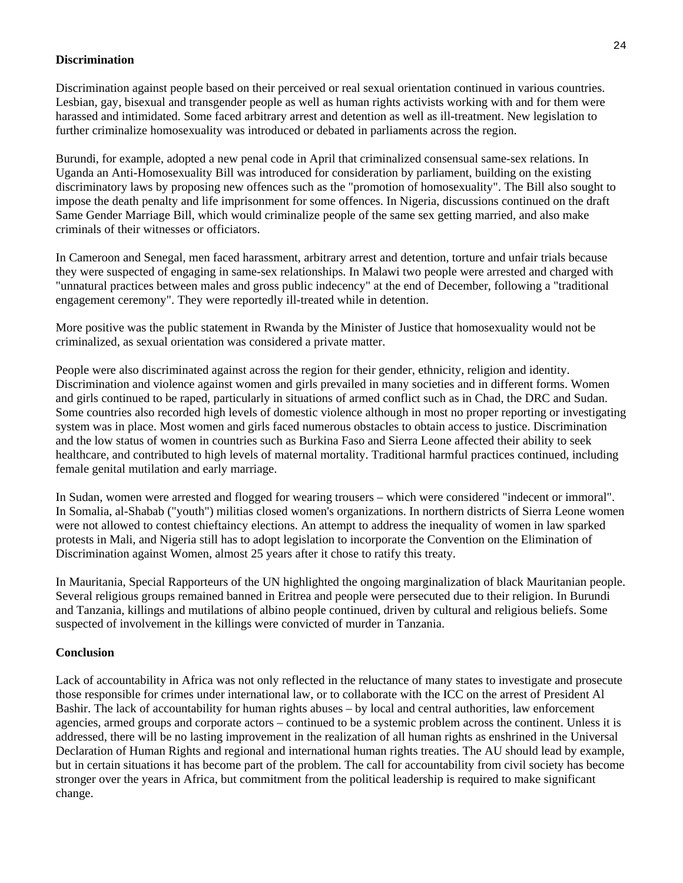### Discrimination

Discrimination against people based on their perceived or real sexual orientation continued in various countries. Lesbian, gay, bisexual and transgender people as well as human rights activists working with and for them were harassed and intimidated. Some faced arbitrary arrest and detention as well as ill-treatment. New legislation to further criminalize homosexuality was introduced or debated in parliaments across the region.

Burundi, for example, adopted a new penal code in April that criminalized consensual same-sex relations. In Uganda an Anti-Homosexuality Bill was introduced for consideration by parliament, building on the existing discriminatory laws by proposing new offences such as the "promotion of homosexuality". The Bill also sought to impose the death penalty and life imprisonment for some offences. In Nigeria, discussions continued on the draft Same Gender Marriage Bill, which would criminalize people of the same sex getting married, and also make criminals of their witnesses or officiators.

In Cameroon and Senegal, men faced harassment, arbitrary arrest and detention, torture and unfair trials because they were suspected of engaging in same-sex relationships. In Malawi two people were arrested and charged with "unnatural practices between males and gross public indecency" at the end of December, following a "traditional engagement ceremony". They were reportedly ill-treated while in detention.

More positive was the public statement in Rwanda by the Minister of Justice that homosexuality would not be criminalized, as sexual orientation was considered a private matter.

People were also discriminated against across the region for their gender, ethnicity, religion and identity. Discrimination and violence against women and girls prevailed in many societies and in different forms. Women and girls continued to be raped, particularly in situations of armed conflict such as in Chad, the DRC and Sudan. Some countries also recorded high levels of domestic violence although in most no proper reporting or investigating system was in place. Most women and girls faced numerous obstacles to obtain access to justice. Discrimination and the low status of women in countries such as Burkina Faso and Sierra Leone affected their ability to seek healthcare, and contributed to high levels of maternal mortality. Traditional harmful practices continued, including female genital mutilation and early marriage.

In Sudan, women were arrested and flogged for wearing trousers – which were considered "indecent or immoral". In Somalia, al-Shabab ("youth") militias closed women's organizations. In northern districts of Sierra Leone women were not allowed to contest chieftaincy elections. An attempt to address the inequality of women in law sparked protests in Mali, and Nigeria still has to adopt legislation to incorporate the Convention on the Elimination of Discrimination against Women, almost 25 years after it chose to ratify this treaty.

In Mauritania, Special Rapporteurs of the UN highlighted the ongoing marginalization of black Mauritanian people. Several religious groups remained banned in Eritrea and people were persecuted due to their religion. In Burundi and Tanzania, killings and mutilations of albino people continued, driven by cultural and religious beliefs. Some suspected of involvement in the killings were convicted of murder in Tanzania.

### Conclusion

Lack of accountability in Africa was not only reflected in the reluctance of many states to investigate and prosecute those responsible for crimes under international law, or to collaborate with the ICC on the arrest of President Al Bashir. The lack of accountability for human rights abuses – by local and central authorities, law enforcement agencies, armed groups and corporate actors – continued to be a systemic problem across the continent. Unless it is addressed, there will be no lasting improvement in the realization of all human rights as enshrined in the Universal Declaration of Human Rights and regional and international human rights treaties. The AU should lead by example, but in certain situations it has become part of the problem. The call for accountability from civil society has become stronger over the years in Africa, but commitment from the political leadership is required to make significant change.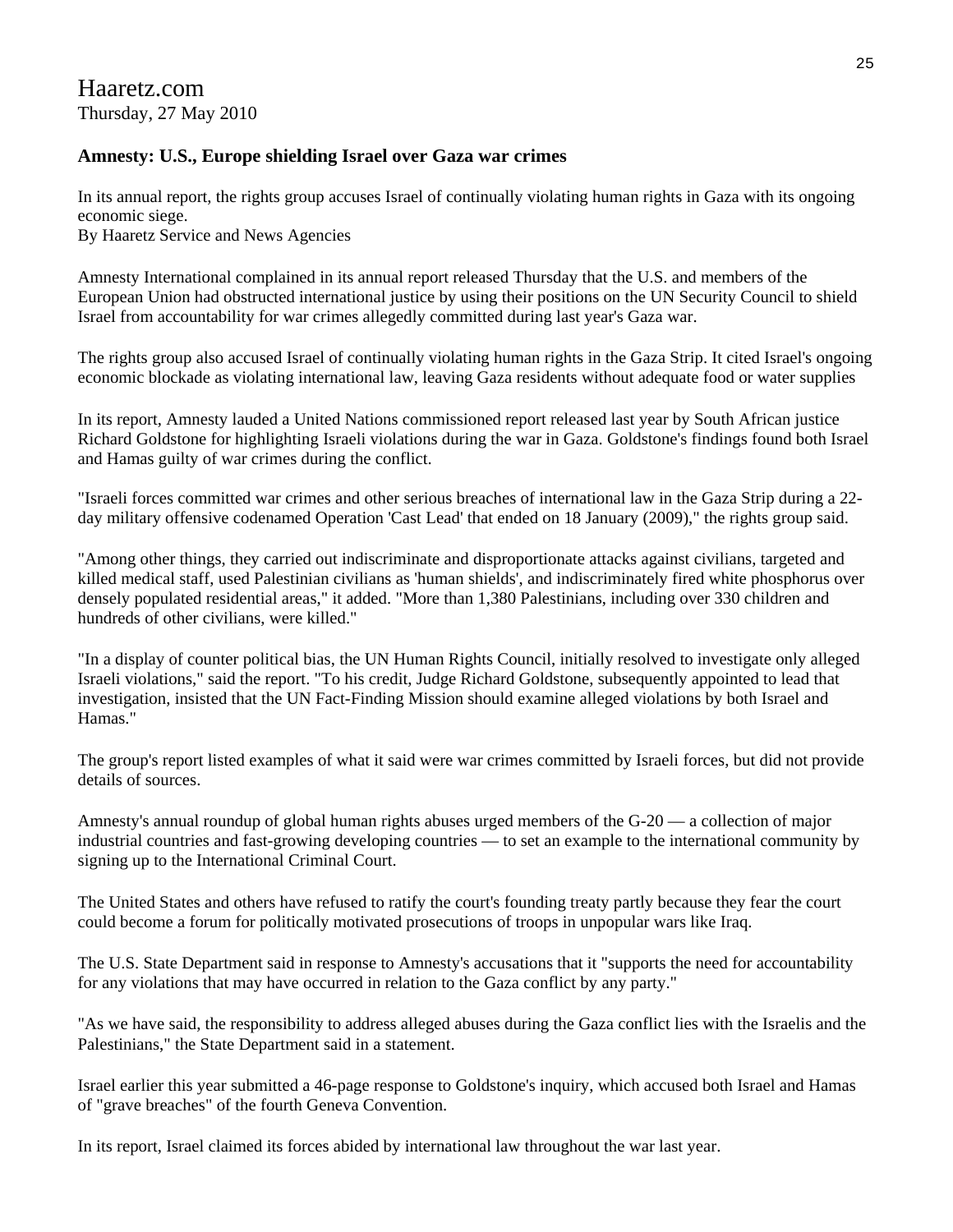Haaretz.com
Thursday, 27 May 2010

### Amnesty: U.S., Europe shielding Israel over Gaza war crimes

In its annual report, the rights group accuses Israel of continually violating human rights in Gaza with its ongoing economic siege.
By Haaretz Service and News Agencies

Amnesty International complained in its annual report released Thursday that the U.S. and members of the European Union had obstructed international justice by using their positions on the UN Security Council to shield Israel from accountability for war crimes allegedly committed during last year's Gaza war.

The rights group also accused Israel of continually violating human rights in the Gaza Strip. It cited Israel's ongoing economic blockade as violating international law, leaving Gaza residents without adequate food or water supplies

In its report, Amnesty lauded a United Nations commissioned report released last year by South African justice Richard Goldstone for highlighting Israeli violations during the war in Gaza. Goldstone's findings found both Israel and Hamas guilty of war crimes during the conflict.

"Israeli forces committed war crimes and other serious breaches of international law in the Gaza Strip during a 22-day military offensive codenamed Operation 'Cast Lead' that ended on 18 January (2009)," the rights group said.

"Among other things, they carried out indiscriminate and disproportionate attacks against civilians, targeted and killed medical staff, used Palestinian civilians as 'human shields', and indiscriminately fired white phosphorus over densely populated residential areas," it added. "More than 1,380 Palestinians, including over 330 children and hundreds of other civilians, were killed."

"In a display of counter political bias, the UN Human Rights Council, initially resolved to investigate only alleged Israeli violations," said the report. "To his credit, Judge Richard Goldstone, subsequently appointed to lead that investigation, insisted that the UN Fact-Finding Mission should examine alleged violations by both Israel and Hamas."

The group's report listed examples of what it said were war crimes committed by Israeli forces, but did not provide details of sources.

Amnesty's annual roundup of global human rights abuses urged members of the G-20 — a collection of major industrial countries and fast-growing developing countries — to set an example to the international community by signing up to the International Criminal Court.

The United States and others have refused to ratify the court's founding treaty partly because they fear the court could become a forum for politically motivated prosecutions of troops in unpopular wars like Iraq.

The U.S. State Department said in response to Amnesty's accusations that it "supports the need for accountability for any violations that may have occurred in relation to the Gaza conflict by any party."

"As we have said, the responsibility to address alleged abuses during the Gaza conflict lies with the Israelis and the Palestinians," the State Department said in a statement.

Israel earlier this year submitted a 46-page response to Goldstone's inquiry, which accused both Israel and Hamas of "grave breaches" of the fourth Geneva Convention.

In its report, Israel claimed its forces abided by international law throughout the war last year.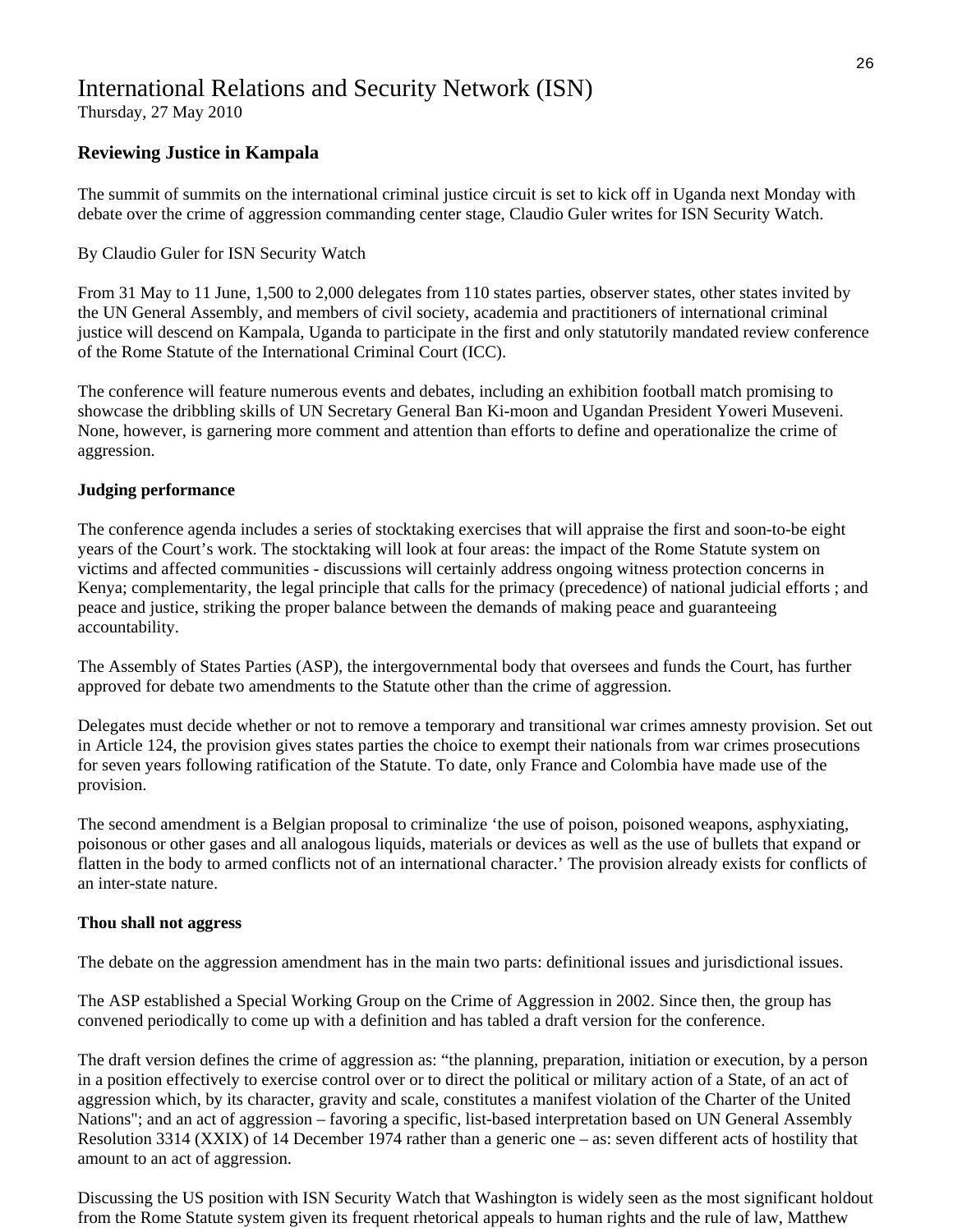# International Relations and Security Network (ISN)

Thursday, 27 May 2010

### Reviewing Justice in Kampala

The summit of summits on the international criminal justice circuit is set to kick off in Uganda next Monday with debate over the crime of aggression commanding center stage, Claudio Guler writes for ISN Security Watch.

By Claudio Guler for ISN Security Watch

From 31 May to 11 June, 1,500 to 2,000 delegates from 110 states parties, observer states, other states invited by the UN General Assembly, and members of civil society, academia and practitioners of international criminal justice will descend on Kampala, Uganda to participate in the first and only statutorily mandated review conference of the Rome Statute of the International Criminal Court (ICC).

The conference will feature numerous events and debates, including an exhibition football match promising to showcase the dribbling skills of UN Secretary General Ban Ki-moon and Ugandan President Yoweri Museveni. None, however, is garnering more comment and attention than efforts to define and operationalize the crime of aggression.

**Judging performance**

The conference agenda includes a series of stocktaking exercises that will appraise the first and soon-to-be eight years of the Court's work. The stocktaking will look at four areas: the impact of the Rome Statute system on victims and affected communities - discussions will certainly address ongoing witness protection concerns in Kenya; complementarity, the legal principle that calls for the primacy (precedence) of national judicial efforts ; and peace and justice, striking the proper balance between the demands of making peace and guaranteeing accountability.

The Assembly of States Parties (ASP), the intergovernmental body that oversees and funds the Court, has further approved for debate two amendments to the Statute other than the crime of aggression.

Delegates must decide whether or not to remove a temporary and transitional war crimes amnesty provision. Set out in Article 124, the provision gives states parties the choice to exempt their nationals from war crimes prosecutions for seven years following ratification of the Statute. To date, only France and Colombia have made use of the provision.

The second amendment is a Belgian proposal to criminalize 'the use of poison, poisoned weapons, asphyxiating, poisonous or other gases and all analogous liquids, materials or devices as well as the use of bullets that expand or flatten in the body to armed conflicts not of an international character.' The provision already exists for conflicts of an inter-state nature.

**Thou shall not aggress**

The debate on the aggression amendment has in the main two parts: definitional issues and jurisdictional issues.

The ASP established a Special Working Group on the Crime of Aggression in 2002. Since then, the group has convened periodically to come up with a definition and has tabled a draft version for the conference.

The draft version defines the crime of aggression as: "the planning, preparation, initiation or execution, by a person in a position effectively to exercise control over or to direct the political or military action of a State, of an act of aggression which, by its character, gravity and scale, constitutes a manifest violation of the Charter of the United Nations"; and an act of aggression – favoring a specific, list-based interpretation based on UN General Assembly Resolution 3314 (XXIX) of 14 December 1974 rather than a generic one – as: seven different acts of hostility that amount to an act of aggression.

Discussing the US position with ISN Security Watch that Washington is widely seen as the most significant holdout from the Rome Statute system given its frequent rhetorical appeals to human rights and the rule of law, Matthew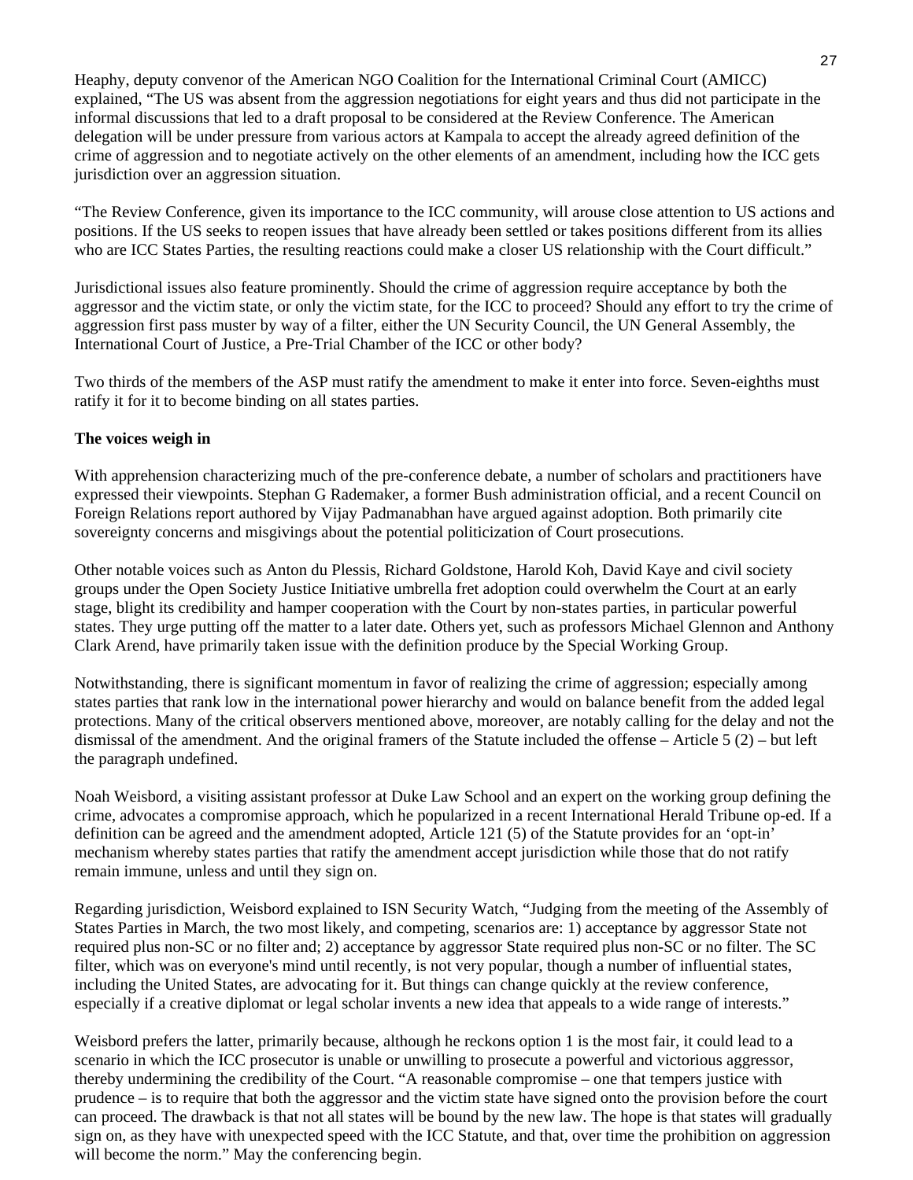Heaphy, deputy convenor of the American NGO Coalition for the International Criminal Court (AMICC) explained, "The US was absent from the aggression negotiations for eight years and thus did not participate in the informal discussions that led to a draft proposal to be considered at the Review Conference. The American delegation will be under pressure from various actors at Kampala to accept the already agreed definition of the crime of aggression and to negotiate actively on the other elements of an amendment, including how the ICC gets jurisdiction over an aggression situation.

"The Review Conference, given its importance to the ICC community, will arouse close attention to US actions and positions. If the US seeks to reopen issues that have already been settled or takes positions different from its allies who are ICC States Parties, the resulting reactions could make a closer US relationship with the Court difficult."

Jurisdictional issues also feature prominently. Should the crime of aggression require acceptance by both the aggressor and the victim state, or only the victim state, for the ICC to proceed? Should any effort to try the crime of aggression first pass muster by way of a filter, either the UN Security Council, the UN General Assembly, the International Court of Justice, a Pre-Trial Chamber of the ICC or other body?

Two thirds of the members of the ASP must ratify the amendment to make it enter into force. Seven-eighths must ratify it for it to become binding on all states parties.

**The voices weigh in**

With apprehension characterizing much of the pre-conference debate, a number of scholars and practitioners have expressed their viewpoints. Stephan G Rademaker, a former Bush administration official, and a recent Council on Foreign Relations report authored by Vijay Padmanabhan have argued against adoption. Both primarily cite sovereignty concerns and misgivings about the potential politicization of Court prosecutions.

Other notable voices such as Anton du Plessis, Richard Goldstone, Harold Koh, David Kaye and civil society groups under the Open Society Justice Initiative umbrella fret adoption could overwhelm the Court at an early stage, blight its credibility and hamper cooperation with the Court by non-states parties, in particular powerful states. They urge putting off the matter to a later date. Others yet, such as professors Michael Glennon and Anthony Clark Arend, have primarily taken issue with the definition produce by the Special Working Group.

Notwithstanding, there is significant momentum in favor of realizing the crime of aggression; especially among states parties that rank low in the international power hierarchy and would on balance benefit from the added legal protections. Many of the critical observers mentioned above, moreover, are notably calling for the delay and not the dismissal of the amendment. And the original framers of the Statute included the offense – Article 5 (2) – but left the paragraph undefined.

Noah Weisbord, a visiting assistant professor at Duke Law School and an expert on the working group defining the crime, advocates a compromise approach, which he popularized in a recent International Herald Tribune op-ed. If a definition can be agreed and the amendment adopted, Article 121 (5) of the Statute provides for an 'opt-in' mechanism whereby states parties that ratify the amendment accept jurisdiction while those that do not ratify remain immune, unless and until they sign on.

Regarding jurisdiction, Weisbord explained to ISN Security Watch, "Judging from the meeting of the Assembly of States Parties in March, the two most likely, and competing, scenarios are: 1) acceptance by aggressor State not required plus non-SC or no filter and; 2) acceptance by aggressor State required plus non-SC or no filter. The SC filter, which was on everyone's mind until recently, is not very popular, though a number of influential states, including the United States, are advocating for it. But things can change quickly at the review conference, especially if a creative diplomat or legal scholar invents a new idea that appeals to a wide range of interests."

Weisbord prefers the latter, primarily because, although he reckons option 1 is the most fair, it could lead to a scenario in which the ICC prosecutor is unable or unwilling to prosecute a powerful and victorious aggressor, thereby undermining the credibility of the Court. "A reasonable compromise – one that tempers justice with prudence – is to require that both the aggressor and the victim state have signed onto the provision before the court can proceed. The drawback is that not all states will be bound by the new law. The hope is that states will gradually sign on, as they have with unexpected speed with the ICC Statute, and that, over time the prohibition on aggression will become the norm." May the conferencing begin.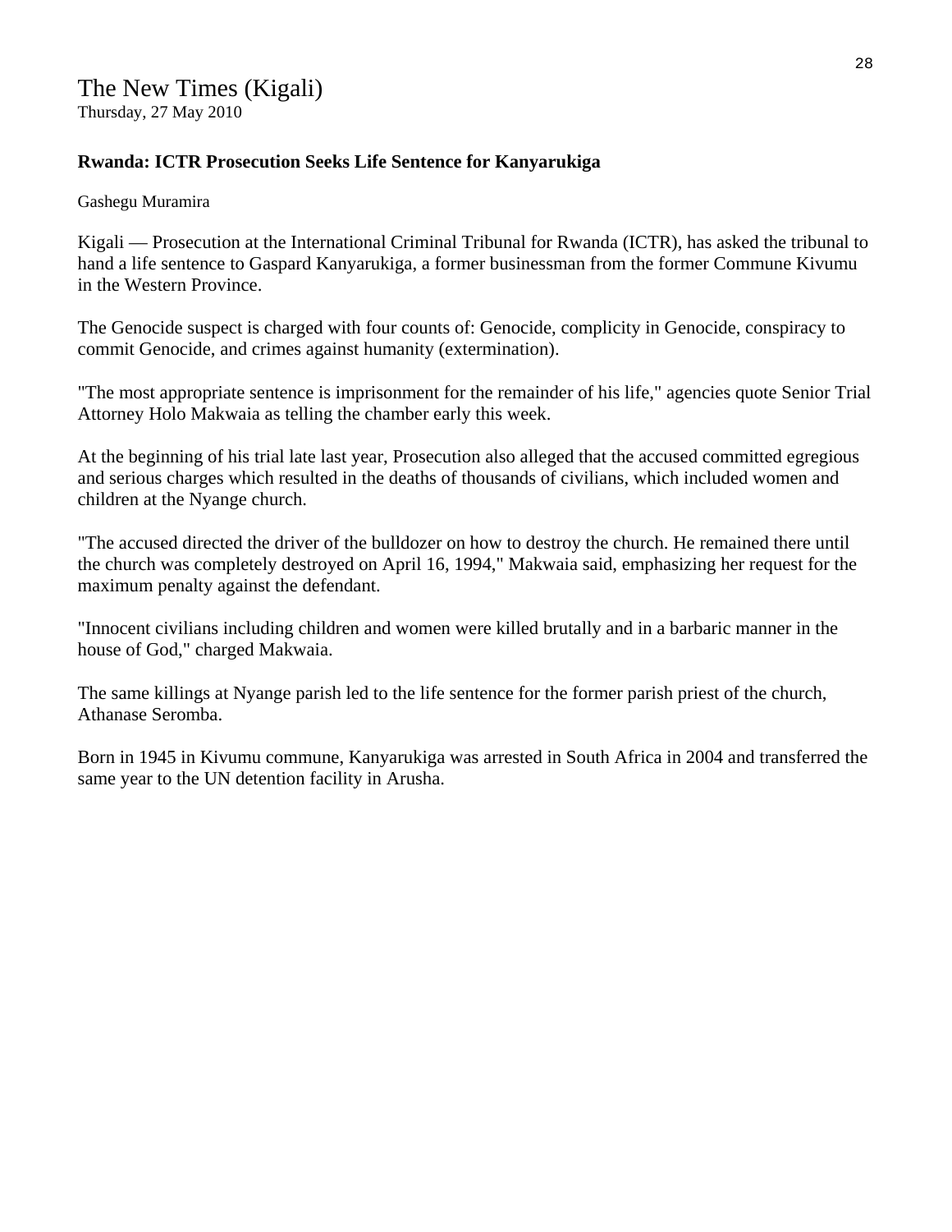The New Times (Kigali)
Thursday, 27 May 2010

**Rwanda: ICTR Prosecution Seeks Life Sentence for Kanyarukiga**

Gashegu Muramira

Kigali — Prosecution at the International Criminal Tribunal for Rwanda (ICTR), has asked the tribunal to hand a life sentence to Gaspard Kanyarukiga, a former businessman from the former Commune Kivumu in the Western Province.

The Genocide suspect is charged with four counts of: Genocide, complicity in Genocide, conspiracy to commit Genocide, and crimes against humanity (extermination).

"The most appropriate sentence is imprisonment for the remainder of his life," agencies quote Senior Trial Attorney Holo Makwaia as telling the chamber early this week.

At the beginning of his trial late last year, Prosecution also alleged that the accused committed egregious and serious charges which resulted in the deaths of thousands of civilians, which included women and children at the Nyange church.

"The accused directed the driver of the bulldozer on how to destroy the church. He remained there until the church was completely destroyed on April 16, 1994," Makwaia said, emphasizing her request for the maximum penalty against the defendant.

"Innocent civilians including children and women were killed brutally and in a barbaric manner in the house of God," charged Makwaia.

The same killings at Nyange parish led to the life sentence for the former parish priest of the church, Athanase Seromba.

Born in 1945 in Kivumu commune, Kanyarukiga was arrested in South Africa in 2004 and transferred the same year to the UN detention facility in Arusha.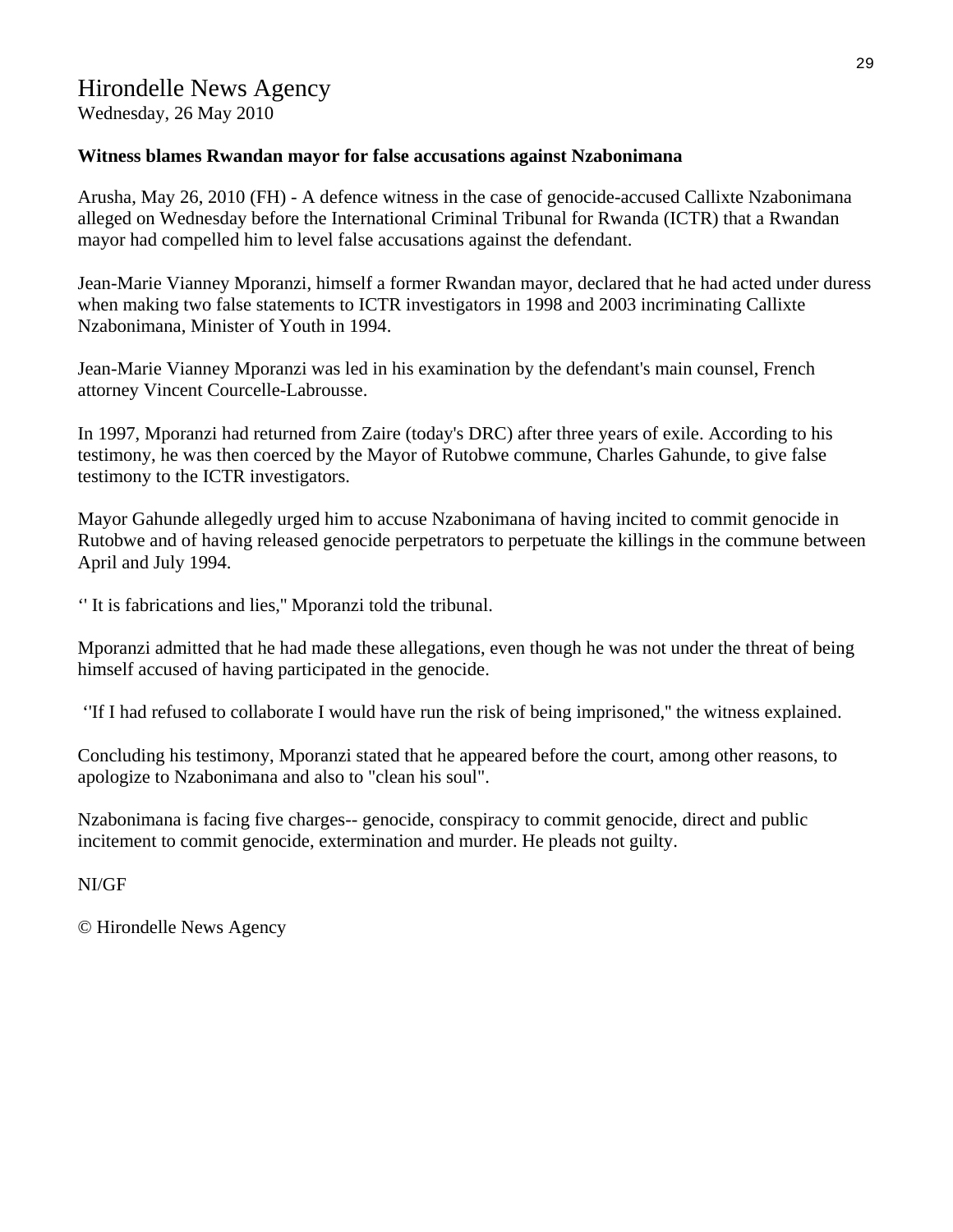# Hirondelle News Agency

Wednesday, 26 May 2010

**Witness blames Rwandan mayor for false accusations against Nzabonimana**

Arusha, May 26, 2010 (FH) - A defence witness in the case of genocide-accused Callixte Nzabonimana alleged on Wednesday before the International Criminal Tribunal for Rwanda (ICTR) that a Rwandan mayor had compelled him to level false accusations against the defendant.

Jean-Marie Vianney Mporanzi, himself a former Rwandan mayor, declared that he had acted under duress when making two false statements to ICTR investigators in 1998 and 2003 incriminating Callixte Nzabonimana, Minister of Youth in 1994.

Jean-Marie Vianney Mporanzi was led in his examination by the defendant's main counsel, French attorney Vincent Courcelle-Labrousse.

In 1997, Mporanzi had returned from Zaire (today's DRC) after three years of exile. According to his testimony, he was then coerced by the Mayor of Rutobwe commune, Charles Gahunde, to give false testimony to the ICTR investigators.

Mayor Gahunde allegedly urged him to accuse Nzabonimana of having incited to commit genocide in Rutobwe and of having released genocide perpetrators to perpetuate the killings in the commune between April and July 1994.

‘' It is fabrications and lies," Mporanzi told the tribunal.

Mporanzi admitted that he had made these allegations, even though he was not under the threat of being himself accused of having participated in the genocide.

‘'If I had refused to collaborate I would have run the risk of being imprisoned," the witness explained.

Concluding his testimony, Mporanzi stated that he appeared before the court, among other reasons, to apologize to Nzabonimana and also to "clean his soul".

Nzabonimana is facing five charges-- genocide, conspiracy to commit genocide, direct and public incitement to commit genocide, extermination and murder. He pleads not guilty.

NI/GF

© Hirondelle News Agency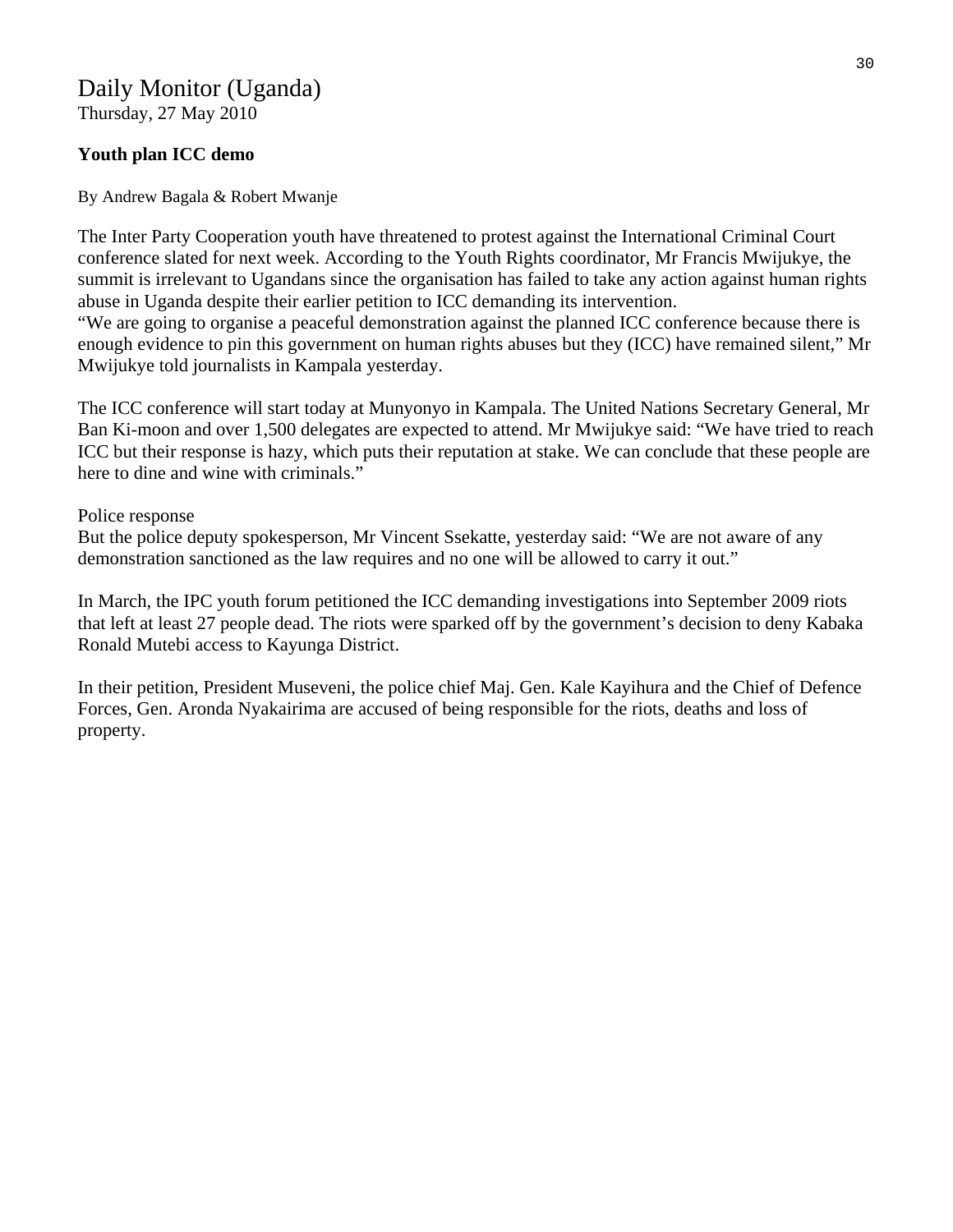# Daily Monitor (Uganda)

Thursday, 27 May 2010

**Youth plan ICC demo**

By Andrew Bagala & Robert Mwanje

The Inter Party Cooperation youth have threatened to protest against the International Criminal Court conference slated for next week. According to the Youth Rights coordinator, Mr Francis Mwijukye, the summit is irrelevant to Ugandans since the organisation has failed to take any action against human rights abuse in Uganda despite their earlier petition to ICC demanding its intervention.
"We are going to organise a peaceful demonstration against the planned ICC conference because there is enough evidence to pin this government on human rights abuses but they (ICC) have remained silent," Mr Mwijukye told journalists in Kampala yesterday.

The ICC conference will start today at Munyonyo in Kampala. The United Nations Secretary General, Mr Ban Ki-moon and over 1,500 delegates are expected to attend. Mr Mwijukye said: "We have tried to reach ICC but their response is hazy, which puts their reputation at stake. We can conclude that these people are here to dine and wine with criminals."

Police response
But the police deputy spokesperson, Mr Vincent Ssekatte, yesterday said: "We are not aware of any demonstration sanctioned as the law requires and no one will be allowed to carry it out."

In March, the IPC youth forum petitioned the ICC demanding investigations into September 2009 riots that left at least 27 people dead. The riots were sparked off by the government's decision to deny Kabaka Ronald Mutebi access to Kayunga District.

In their petition, President Museveni, the police chief Maj. Gen. Kale Kayihura and the Chief of Defence Forces, Gen. Aronda Nyakairima are accused of being responsible for the riots, deaths and loss of property.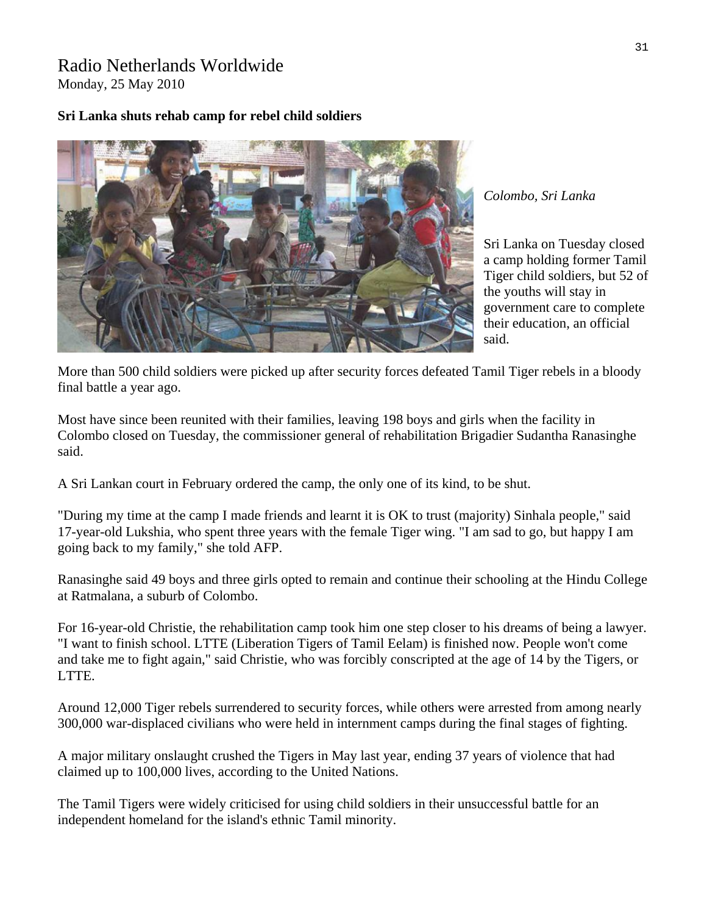# Radio Netherlands Worldwide

Monday, 25 May 2010

**Sri Lanka shuts rehab camp for rebel child soldiers**

*Colombo, Sri Lanka*

Sri Lanka on Tuesday closed a camp holding former Tamil Tiger child soldiers, but 52 of the youths will stay in government care to complete their education, an official said.

More than 500 child soldiers were picked up after security forces defeated Tamil Tiger rebels in a bloody final battle a year ago.

Most have since been reunited with their families, leaving 198 boys and girls when the facility in Colombo closed on Tuesday, the commissioner general of rehabilitation Brigadier Sudantha Ranasinghe said.

A Sri Lankan court in February ordered the camp, the only one of its kind, to be shut.

"During my time at the camp I made friends and learnt it is OK to trust (majority) Sinhala people," said 17-year-old Lukshia, who spent three years with the female Tiger wing. "I am sad to go, but happy I am going back to my family," she told AFP.

Ranasinghe said 49 boys and three girls opted to remain and continue their schooling at the Hindu College at Ratmalana, a suburb of Colombo.

For 16-year-old Christie, the rehabilitation camp took him one step closer to his dreams of being a lawyer. "I want to finish school. LTTE (Liberation Tigers of Tamil Eelam) is finished now. People won't come and take me to fight again," said Christie, who was forcibly conscripted at the age of 14 by the Tigers, or LTTE.

Around 12,000 Tiger rebels surrendered to security forces, while others were arrested from among nearly 300,000 war-displaced civilians who were held in internment camps during the final stages of fighting.

A major military onslaught crushed the Tigers in May last year, ending 37 years of violence that had claimed up to 100,000 lives, according to the United Nations.

The Tamil Tigers were widely criticised for using child soldiers in their unsuccessful battle for an independent homeland for the island's ethnic Tamil minority.